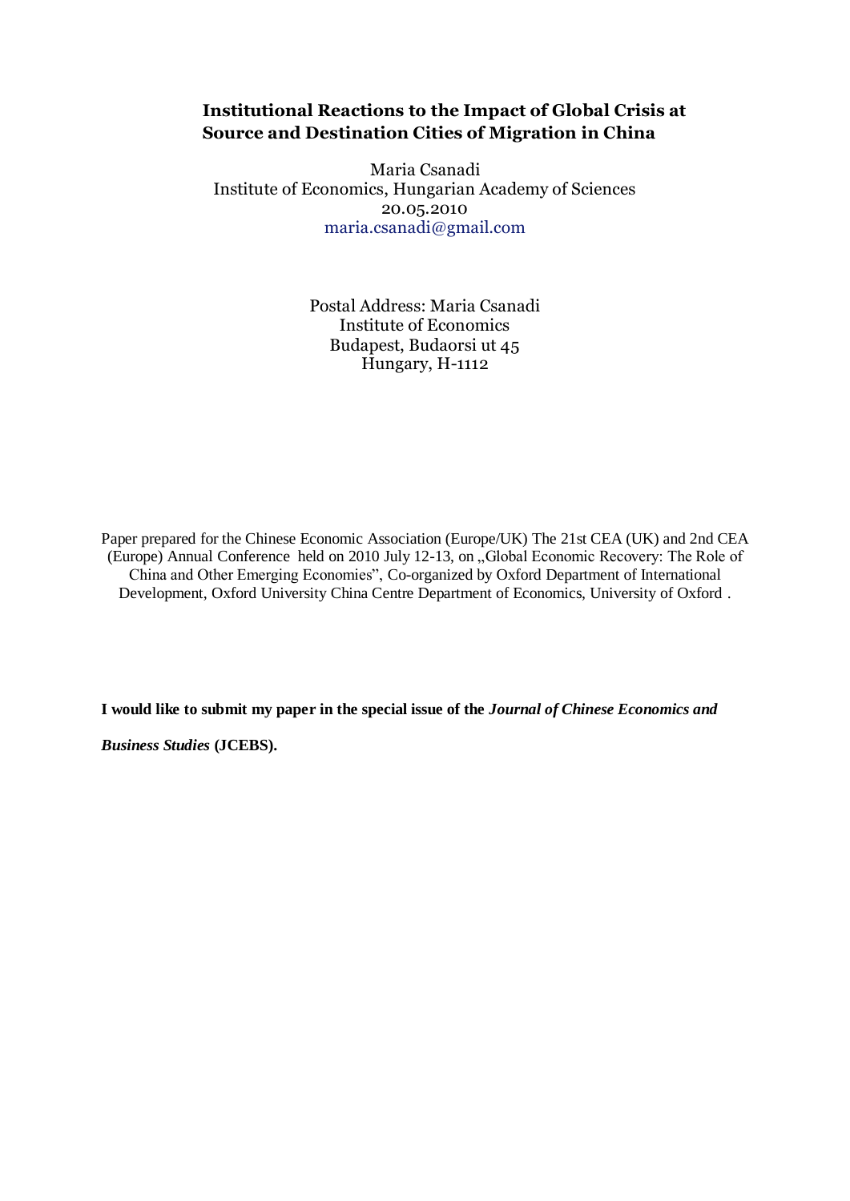# Institutional Reactions to the Impact of Global Crisis at Source and Destination Cities of Migration in China

Maria Csanadi
Institute of Economics, Hungarian Academy of Sciences
20.05.2010
maria.csanadi@gmail.com

Postal Address: Maria Csanadi
Institute of Economics
Budapest, Budaorsi ut 45
Hungary, H-1112

Paper prepared for the Chinese Economic Association (Europe/UK) The 21st CEA (UK) and 2nd CEA (Europe) Annual Conference held on 2010 July 12-13, on „Global Economic Recovery: The Role of China and Other Emerging Economies", Co-organized by Oxford Department of International Development, Oxford University China Centre Department of Economics, University of Oxford .

**I would like to submit my paper in the special issue of the *Journal of Chinese Economics and Business Studies* (JCEBS).**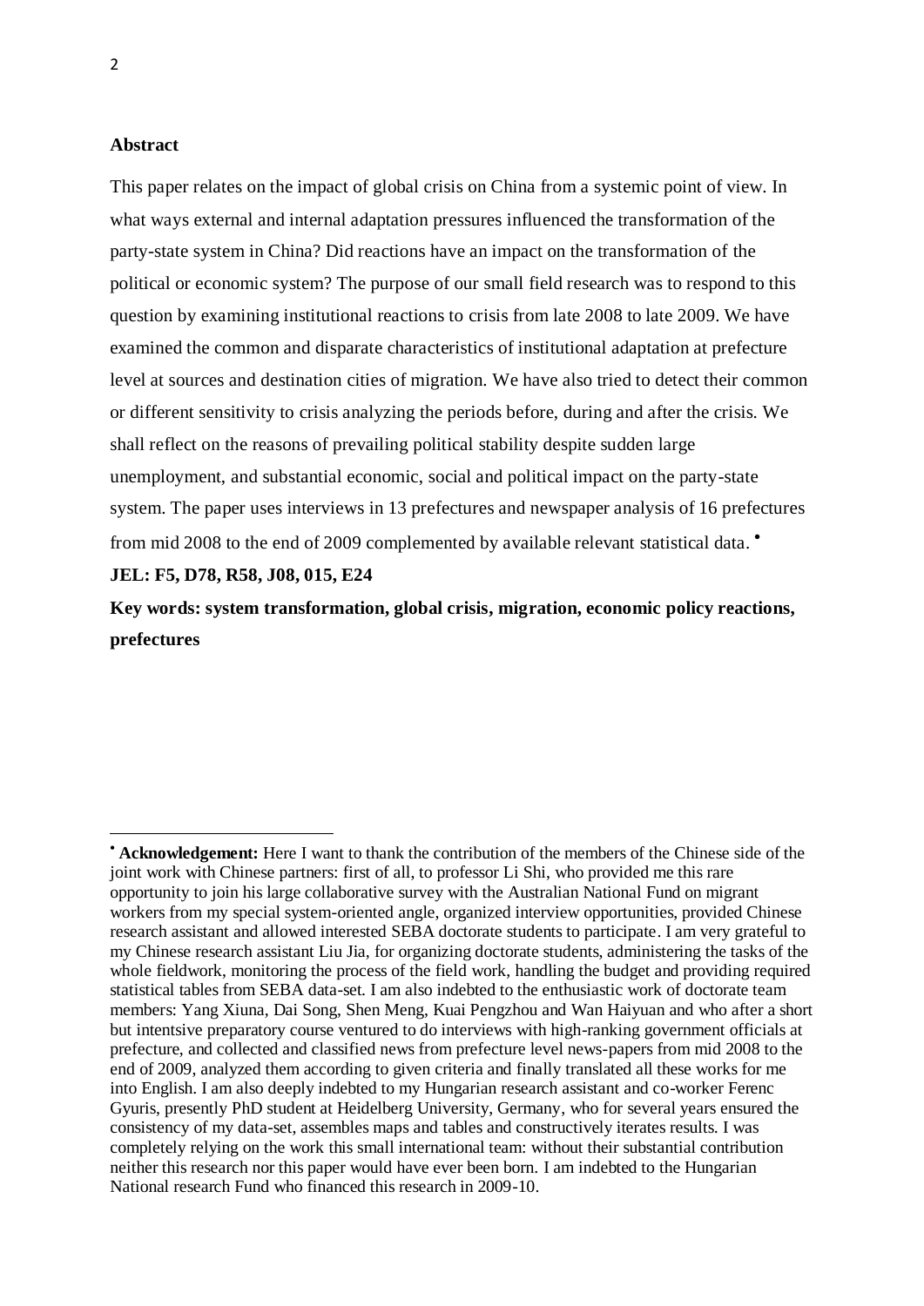**Abstract**

This paper relates on the impact of global crisis on China from a systemic point of view. In what ways external and internal adaptation pressures influenced the transformation of the party-state system in China? Did reactions have an impact on the transformation of the political or economic system? The purpose of our small field research was to respond to this question by examining institutional reactions to crisis from late 2008 to late 2009. We have examined the common and disparate characteristics of institutional adaptation at prefecture level at sources and destination cities of migration. We have also tried to detect their common or different sensitivity to crisis analyzing the periods before, during and after the crisis. We shall reflect on the reasons of prevailing political stability despite sudden large unemployment, and substantial economic, social and political impact on the party-state system. The paper uses interviews in 13 prefectures and newspaper analysis of 16 prefectures from mid 2008 to the end of 2009 complemented by available relevant statistical data. [•]

**JEL: F5, D78, R58, J08, 015, E24**

**Key words: system transformation, global crisis, migration, economic policy reactions, prefectures**

---

[•] **Acknowledgement:** Here I want to thank the contribution of the members of the Chinese side of the joint work with Chinese partners: first of all, to professor Li Shi, who provided me this rare opportunity to join his large collaborative survey with the Australian National Fund on migrant workers from my special system-oriented angle, organized interview opportunities, provided Chinese research assistant and allowed interested SEBA doctorate students to participate. I am very grateful to my Chinese research assistant Liu Jia, for organizing doctorate students, administering the tasks of the whole fieldwork, monitoring the process of the field work, handling the budget and providing required statistical tables from SEBA data-set. I am also indebted to the enthusiastic work of doctorate team members: Yang Xiuna, Dai Song, Shen Meng, Kuai Pengzhou and Wan Haiyuan and who after a short but intentsive preparatory course ventured to do interviews with high-ranking government officials at prefecture, and collected and classified news from prefecture level news-papers from mid 2008 to the end of 2009, analyzed them according to given criteria and finally translated all these works for me into English. I am also deeply indebted to my Hungarian research assistant and co-worker Ferenc Gyuris, presently PhD student at Heidelberg University, Germany, who for several years ensured the consistency of my data-set, assembles maps and tables and constructively iterates results. I was completely relying on the work this small international team: without their substantial contribution neither this research nor this paper would have ever been born. I am indebted to the Hungarian National research Fund who financed this research in 2009-10.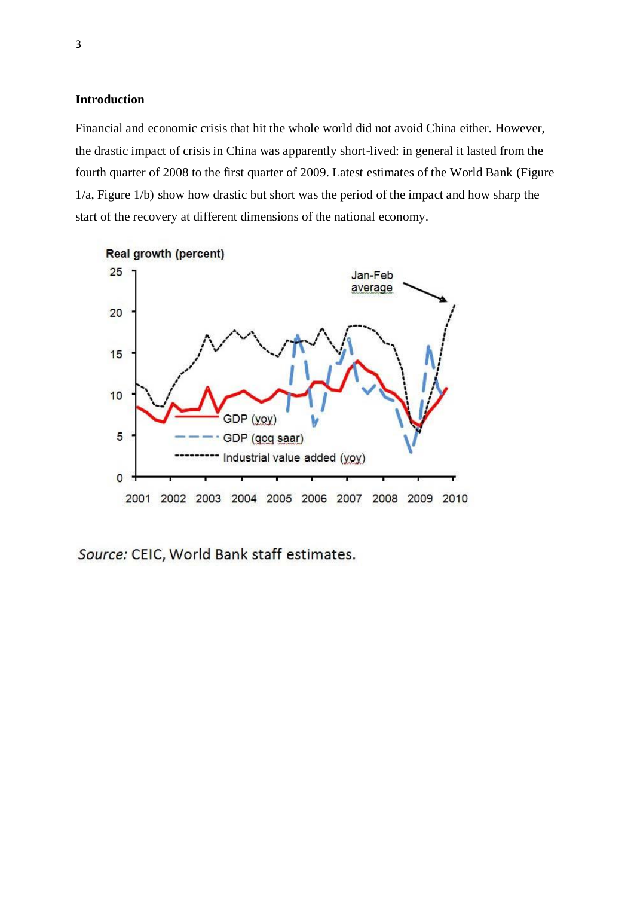**Introduction**

Financial and economic crisis that hit the whole world did not avoid China either. However, the drastic impact of crisis in China was apparently short-lived: in general it lasted from the fourth quarter of 2008 to the first quarter of 2009. Latest estimates of the World Bank (Figure 1/a, Figure 1/b) show how drastic but short was the period of the impact and how sharp the start of the recovery at different dimensions of the national economy.

*Source:* CEIC, World Bank staff estimates.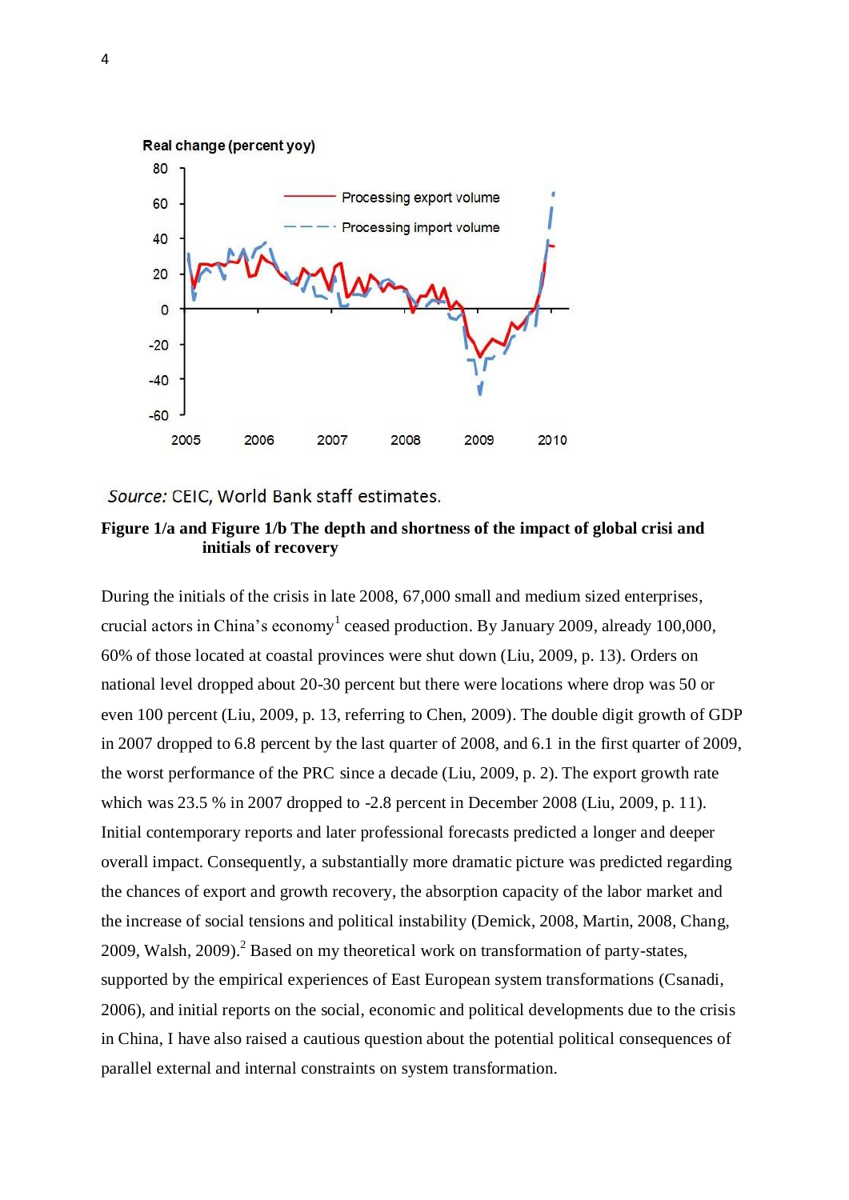Source: CEIC, World Bank staff estimates.

**Figure 1/a and Figure 1/b The depth and shortness of the impact of global crisi and initials of recovery**

During the initials of the crisis in late 2008, 67,000 small and medium sized enterprises, crucial actors in China's economy[1] ceased production. By January 2009, already 100,000, 60% of those located at coastal provinces were shut down (Liu, 2009, p. 13). Orders on national level dropped about 20-30 percent but there were locations where drop was 50 or even 100 percent (Liu, 2009, p. 13, referring to Chen, 2009). The double digit growth of GDP in 2007 dropped to 6.8 percent by the last quarter of 2008, and 6.1 in the first quarter of 2009, the worst performance of the PRC since a decade (Liu, 2009, p. 2). The export growth rate which was 23.5 % in 2007 dropped to -2.8 percent in December 2008 (Liu, 2009, p. 11). Initial contemporary reports and later professional forecasts predicted a longer and deeper overall impact. Consequently, a substantially more dramatic picture was predicted regarding the chances of export and growth recovery, the absorption capacity of the labor market and the increase of social tensions and political instability (Demick, 2008, Martin, 2008, Chang, 2009, Walsh, 2009).[2] Based on my theoretical work on transformation of party-states, supported by the empirical experiences of East European system transformations (Csanadi, 2006), and initial reports on the social, economic and political developments due to the crisis in China, I have also raised a cautious question about the potential political consequences of parallel external and internal constraints on system transformation.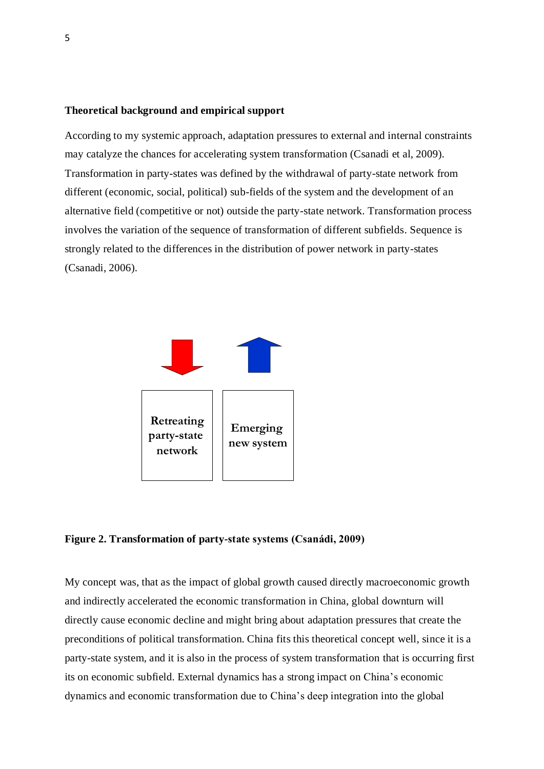**Theoretical background and empirical support**

According to my systemic approach, adaptation pressures to external and internal constraints may catalyze the chances for accelerating system transformation (Csanadi et al, 2009). Transformation in party-states was defined by the withdrawal of party-state network from different (economic, social, political) sub-fields of the system and the development of an alternative field (competitive or not) outside the party-state network. Transformation process involves the variation of the sequence of transformation of different subfields. Sequence is strongly related to the differences in the distribution of power network in party-states (Csanadi, 2006).

Retreating party-state network

Emerging new system

**Figure 2. Transformation of party-state systems (Csanádi, 2009)**

My concept was, that as the impact of global growth caused directly macroeconomic growth and indirectly accelerated the economic transformation in China, global downturn will directly cause economic decline and might bring about adaptation pressures that create the preconditions of political transformation. China fits this theoretical concept well, since it is a party-state system, and it is also in the process of system transformation that is occurring first its on economic subfield. External dynamics has a strong impact on China's economic dynamics and economic transformation due to China's deep integration into the global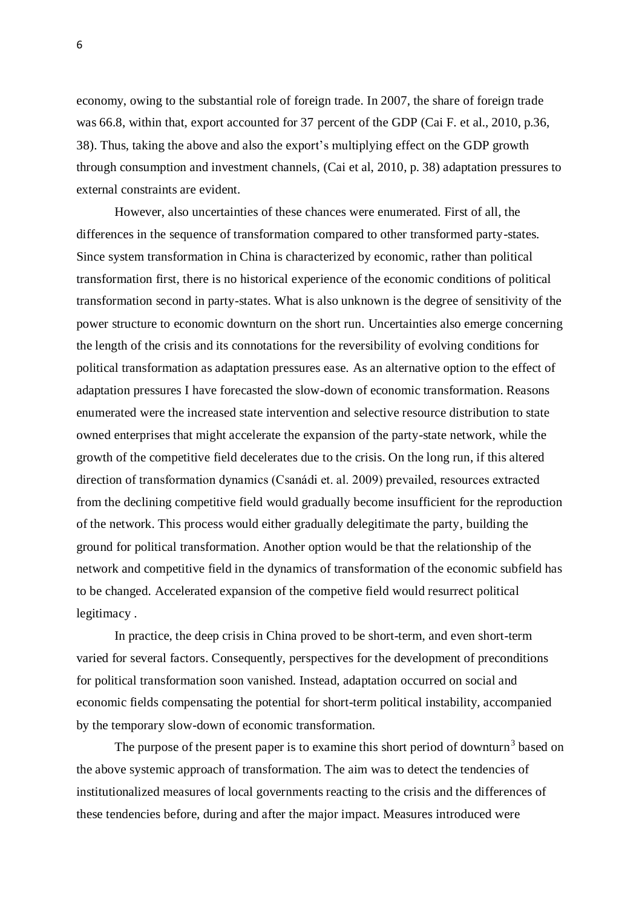economy, owing to the substantial role of foreign trade. In 2007, the share of foreign trade was 66.8, within that, export accounted for 37 percent of the GDP (Cai F. et al., 2010, p.36, 38). Thus, taking the above and also the export's multiplying effect on the GDP growth through consumption and investment channels, (Cai et al, 2010, p. 38) adaptation pressures to external constraints are evident.

However, also uncertainties of these chances were enumerated. First of all, the differences in the sequence of transformation compared to other transformed party-states. Since system transformation in China is characterized by economic, rather than political transformation first, there is no historical experience of the economic conditions of political transformation second in party-states. What is also unknown is the degree of sensitivity of the power structure to economic downturn on the short run. Uncertainties also emerge concerning the length of the crisis and its connotations for the reversibility of evolving conditions for political transformation as adaptation pressures ease. As an alternative option to the effect of adaptation pressures I have forecasted the slow-down of economic transformation. Reasons enumerated were the increased state intervention and selective resource distribution to state owned enterprises that might accelerate the expansion of the party-state network, while the growth of the competitive field decelerates due to the crisis. On the long run, if this altered direction of transformation dynamics (Csanádi et. al. 2009) prevailed, resources extracted from the declining competitive field would gradually become insufficient for the reproduction of the network. This process would either gradually delegitimate the party, building the ground for political transformation. Another option would be that the relationship of the network and competitive field in the dynamics of transformation of the economic subfield has to be changed. Accelerated expansion of the competive field would resurrect political legitimacy .

In practice, the deep crisis in China proved to be short-term, and even short-term varied for several factors. Consequently, perspectives for the development of preconditions for political transformation soon vanished. Instead, adaptation occurred on social and economic fields compensating the potential for short-term political instability, accompanied by the temporary slow-down of economic transformation.

The purpose of the present paper is to examine this short period of downturn[3] based on the above systemic approach of transformation. The aim was to detect the tendencies of institutionalized measures of local governments reacting to the crisis and the differences of these tendencies before, during and after the major impact. Measures introduced were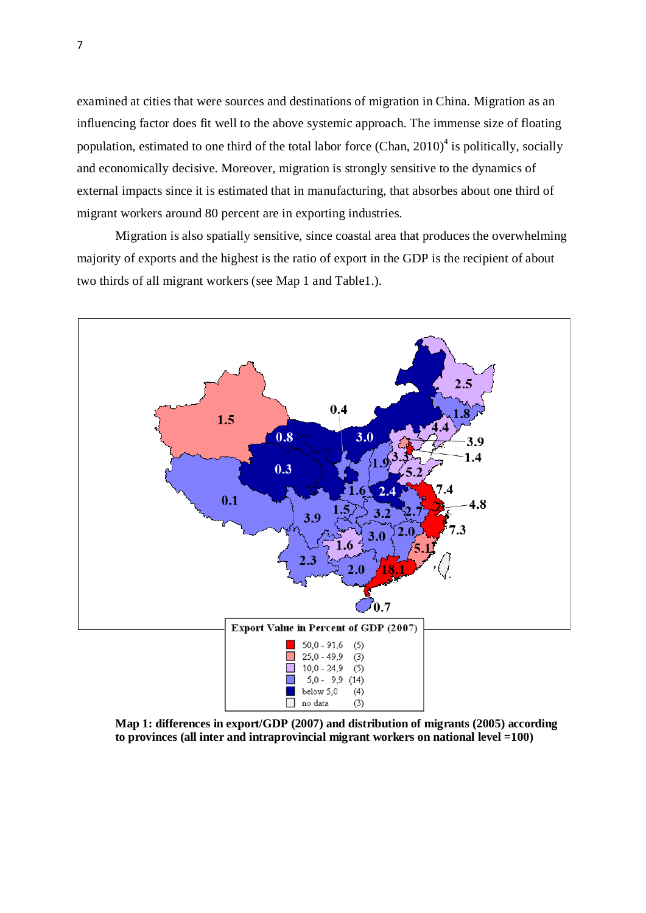examined at cities that were sources and destinations of migration in China. Migration as an influencing factor does fit well to the above systemic approach. The immense size of floating population, estimated to one third of the total labor force (Chan, 2010)[4] is politically, socially and economically decisive. Moreover, migration is strongly sensitive to the dynamics of external impacts since it is estimated that in manufacturing, that absorbes about one third of migrant workers around 80 percent are in exporting industries.

Migration is also spatially sensitive, since coastal area that produces the overwhelming majority of exports and the highest is the ratio of export in the GDP is the recipient of about two thirds of all migrant workers (see Map 1 and Table1.).

**Export Value in Percent of GDP (2007)**

| Range | Count |
|---|---|
| 50,0 - 91,6 | (5) |
| 25,0 - 49,9 | (3) |
| 10,0 - 24,9 | (5) |
| 5,0 - 9,9 | (14) |
| below 5,0 | (4) |
| no data | (3) |

**Map 1: differences in export/GDP (2007) and distribution of migrants (2005) according to provinces (all inter and intraprovincial migrant workers on national level =100)**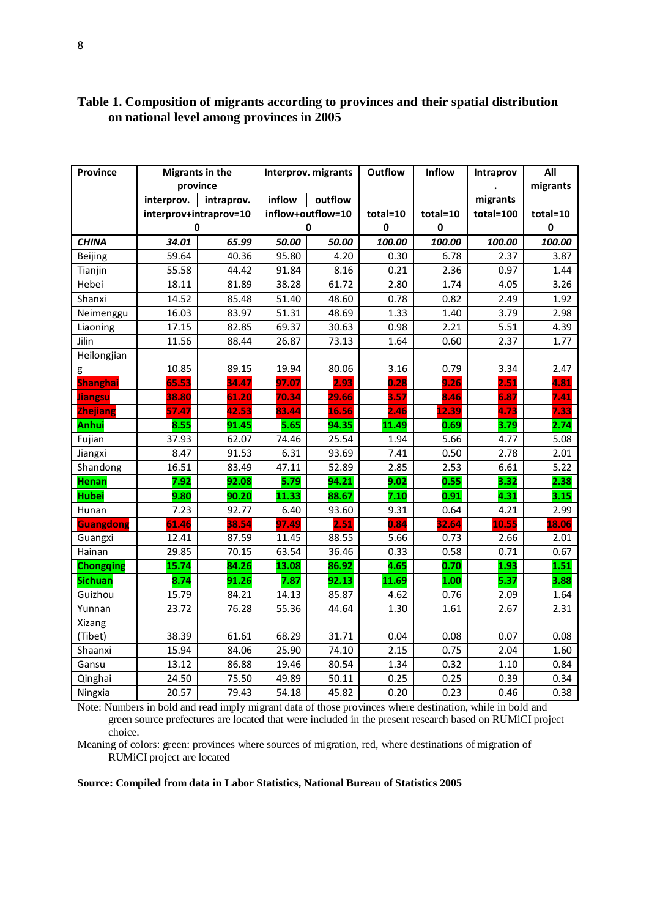**Table 1. Composition of migrants according to provinces and their spatial distribution on national level among provinces in 2005**

| Province | Migrants in the province | | Interprov. migrants | | Outflow | Inflow | Intraprov. migrants | All migrants |
|---|---|---|---|---|---|---|---|---|
| | interprov. | intraprov. | inflow | outflow | | | | |
| | interprov+intraprov=100 | | inflow+outflow=100 | | total=100 | total=100 | total=100 | total=100 |
| ***CHINA*** | ***34.01*** | ***65.99*** | ***50.00*** | ***50.00*** | ***100.00*** | ***100.00*** | ***100.00*** | ***100.00*** |
| Beijing | 59.64 | 40.36 | 95.80 | 4.20 | 0.30 | 6.78 | 2.37 | 3.87 |
| Tianjin | 55.58 | 44.42 | 91.84 | 8.16 | 0.21 | 2.36 | 0.97 | 1.44 |
| Hebei | 18.11 | 81.89 | 38.28 | 61.72 | 2.80 | 1.74 | 4.05 | 3.26 |
| Shanxi | 14.52 | 85.48 | 51.40 | 48.60 | 0.78 | 0.82 | 2.49 | 1.92 |
| Neimenggu | 16.03 | 83.97 | 51.31 | 48.69 | 1.33 | 1.40 | 3.79 | 2.98 |
| Liaoning | 17.15 | 82.85 | 69.37 | 30.63 | 0.98 | 2.21 | 5.51 | 4.39 |
| Jilin | 11.56 | 88.44 | 26.87 | 73.13 | 1.64 | 0.60 | 2.37 | 1.77 |
| Heilongjiang | 10.85 | 89.15 | 19.94 | 80.06 | 3.16 | 0.79 | 3.34 | 2.47 |
| **Shanghai** | **65.53** | **34.47** | **97.07** | **2.93** | **0.28** | **9.26** | **2.51** | **4.81** |
| **Jiangsu** | **38.80** | **61.20** | **70.34** | **29.66** | **3.57** | **8.46** | **6.87** | **7.41** |
| **Zhejiang** | **57.47** | **42.53** | **83.44** | **16.56** | **2.46** | **12.39** | **4.73** | **7.33** |
| **Anhui** | **8.55** | **91.45** | **5.65** | **94.35** | **11.49** | **0.69** | **3.79** | **2.74** |
| Fujian | 37.93 | 62.07 | 74.46 | 25.54 | 1.94 | 5.66 | 4.77 | 5.08 |
| Jiangxi | 8.47 | 91.53 | 6.31 | 93.69 | 7.41 | 0.50 | 2.78 | 2.01 |
| Shandong | 16.51 | 83.49 | 47.11 | 52.89 | 2.85 | 2.53 | 6.61 | 5.22 |
| **Henan** | **7.92** | **92.08** | **5.79** | **94.21** | **9.02** | **0.55** | **3.32** | **2.38** |
| **Hubei** | **9.80** | **90.20** | **11.33** | **88.67** | **7.10** | **0.91** | **4.31** | **3.15** |
| Hunan | 7.23 | 92.77 | 6.40 | 93.60 | 9.31 | 0.64 | 4.21 | 2.99 |
| **Guangdong** | **61.46** | **38.54** | **97.49** | **2.51** | **0.84** | **32.64** | **10.55** | **18.06** |
| Guangxi | 12.41 | 87.59 | 11.45 | 88.55 | 5.66 | 0.73 | 2.66 | 2.01 |
| Hainan | 29.85 | 70.15 | 63.54 | 36.46 | 0.33 | 0.58 | 0.71 | 0.67 |
| **Chongqing** | **15.74** | **84.26** | **13.08** | **86.92** | **4.65** | **0.70** | **1.93** | **1.51** |
| **Sichuan** | **8.74** | **91.26** | **7.87** | **92.13** | **11.69** | **1.00** | **5.37** | **3.88** |
| Guizhou | 15.79 | 84.21 | 14.13 | 85.87 | 4.62 | 0.76 | 2.09 | 1.64 |
| Yunnan | 23.72 | 76.28 | 55.36 | 44.64 | 1.30 | 1.61 | 2.67 | 2.31 |
| Xizang (Tibet) | 38.39 | 61.61 | 68.29 | 31.71 | 0.04 | 0.08 | 0.07 | 0.08 |
| Shaanxi | 15.94 | 84.06 | 25.90 | 74.10 | 2.15 | 0.75 | 2.04 | 1.60 |
| Gansu | 13.12 | 86.88 | 19.46 | 80.54 | 1.34 | 0.32 | 1.10 | 0.84 |
| Qinghai | 24.50 | 75.50 | 49.89 | 50.11 | 0.25 | 0.25 | 0.39 | 0.34 |
| Ningxia | 20.57 | 79.43 | 54.18 | 45.82 | 0.20 | 0.23 | 0.46 | 0.38 |

Note: Numbers in bold and read imply migrant data of those provinces where destination, while in bold and green source prefectures are located that were included in the present research based on RUMiCI project choice.

Meaning of colors: green: provinces where sources of migration, red, where destinations of migration of RUMiCI project are located

**Source: Compiled from data in Labor Statistics, National Bureau of Statistics 2005**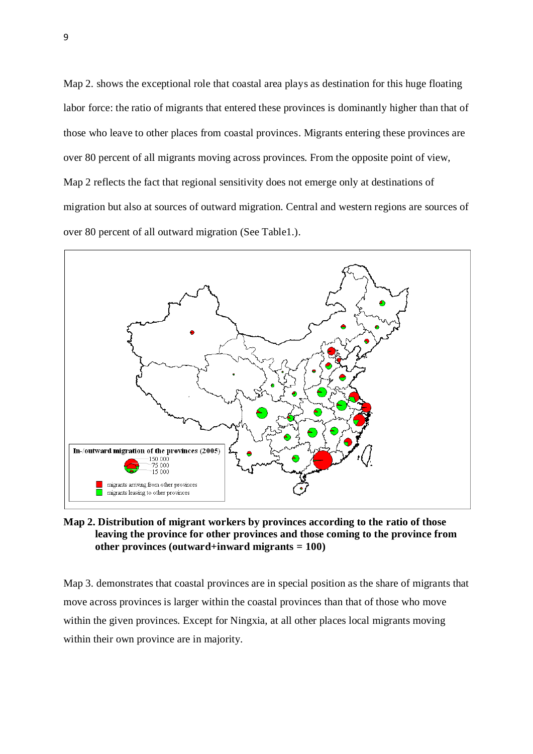Map 2. shows the exceptional role that coastal area plays as destination for this huge floating labor force: the ratio of migrants that entered these provinces is dominantly higher than that of those who leave to other places from coastal provinces. Migrants entering these provinces are over 80 percent of all migrants moving across provinces. From the opposite point of view, Map 2 reflects the fact that regional sensitivity does not emerge only at destinations of migration but also at sources of outward migration. Central and western regions are sources of over 80 percent of all outward migration (See Table1.).

In-/outward migration of the provinces (2005)

150 000
75 000
15 000

migrants arriving from other provinces
migrants leaving to other provinces

**Map 2. Distribution of migrant workers by provinces according to the ratio of those leaving the province for other provinces and those coming to the province from other provinces (outward+inward migrants = 100)**

Map 3. demonstrates that coastal provinces are in special position as the share of migrants that move across provinces is larger within the coastal provinces than that of those who move within the given provinces. Except for Ningxia, at all other places local migrants moving within their own province are in majority.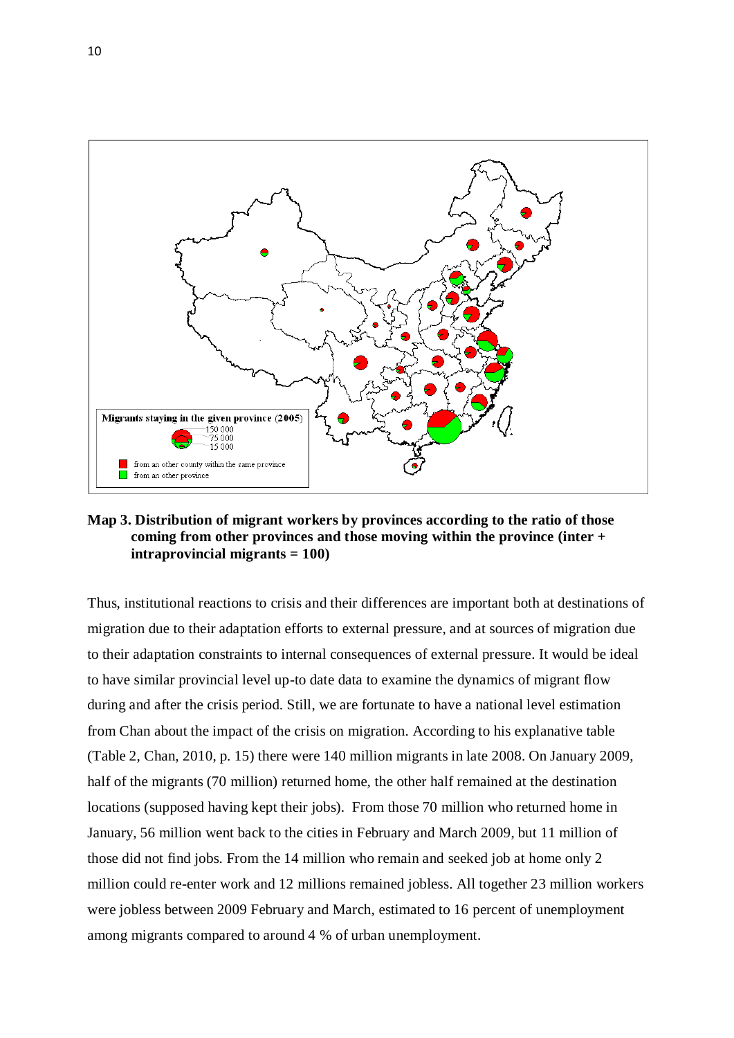**Map 3. Distribution of migrant workers by provinces according to the ratio of those coming from other provinces and those moving within the province (inter + intraprovincial migrants = 100)**

Thus, institutional reactions to crisis and their differences are important both at destinations of migration due to their adaptation efforts to external pressure, and at sources of migration due to their adaptation constraints to internal consequences of external pressure. It would be ideal to have similar provincial level up-to date data to examine the dynamics of migrant flow during and after the crisis period. Still, we are fortunate to have a national level estimation from Chan about the impact of the crisis on migration. According to his explanative table (Table 2, Chan, 2010, p. 15) there were 140 million migrants in late 2008. On January 2009, half of the migrants (70 million) returned home, the other half remained at the destination locations (supposed having kept their jobs). From those 70 million who returned home in January, 56 million went back to the cities in February and March 2009, but 11 million of those did not find jobs. From the 14 million who remain and seeked job at home only 2 million could re-enter work and 12 millions remained jobless. All together 23 million workers were jobless between 2009 February and March, estimated to 16 percent of unemployment among migrants compared to around 4 % of urban unemployment.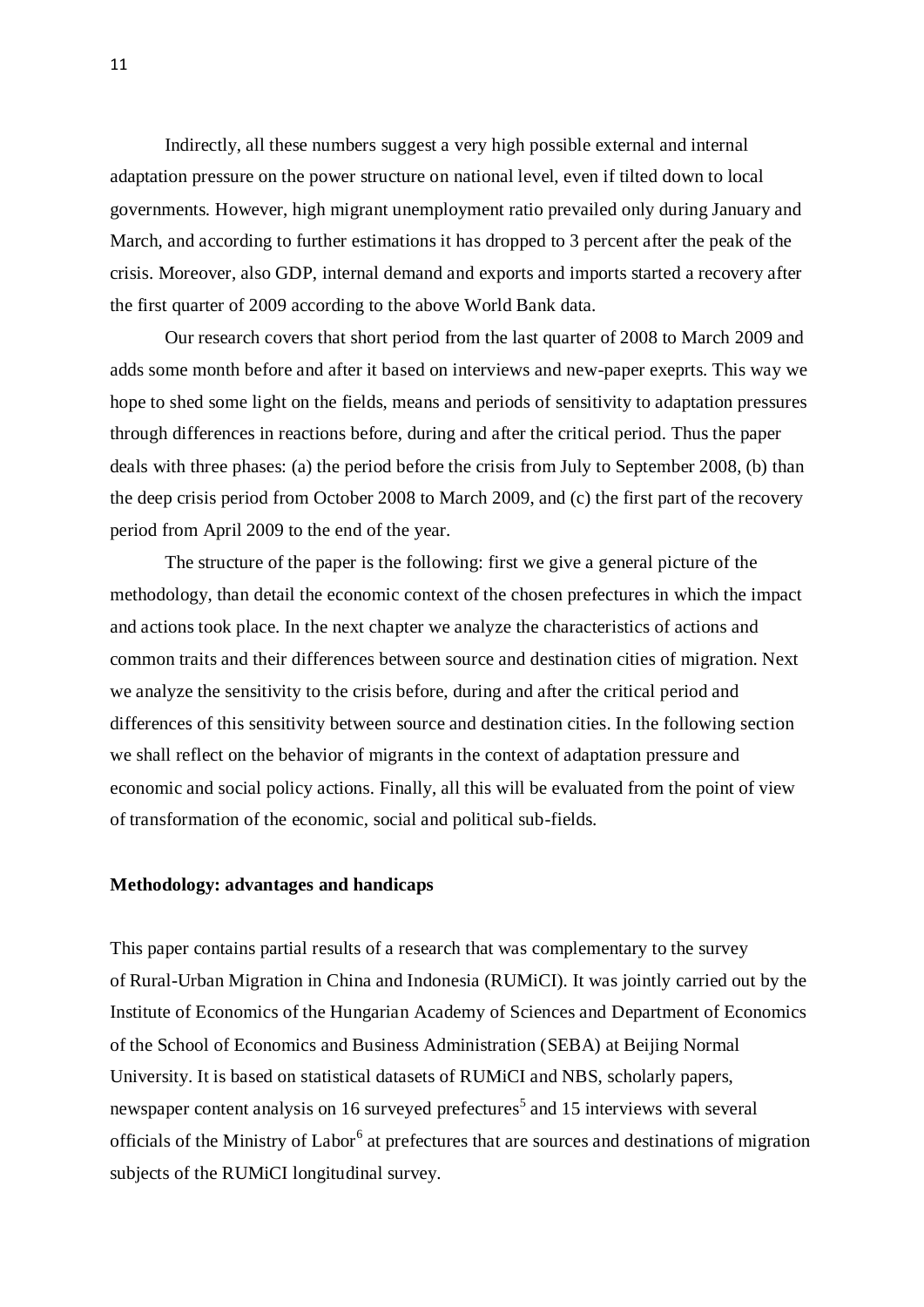Indirectly, all these numbers suggest a very high possible external and internal adaptation pressure on the power structure on national level, even if tilted down to local governments. However, high migrant unemployment ratio prevailed only during January and March, and according to further estimations it has dropped to 3 percent after the peak of the crisis. Moreover, also GDP, internal demand and exports and imports started a recovery after the first quarter of 2009 according to the above World Bank data.

Our research covers that short period from the last quarter of 2008 to March 2009 and adds some month before and after it based on interviews and new-paper exeprts. This way we hope to shed some light on the fields, means and periods of sensitivity to adaptation pressures through differences in reactions before, during and after the critical period. Thus the paper deals with three phases: (a) the period before the crisis from July to September 2008, (b) than the deep crisis period from October 2008 to March 2009, and (c) the first part of the recovery period from April 2009 to the end of the year.

The structure of the paper is the following: first we give a general picture of the methodology, than detail the economic context of the chosen prefectures in which the impact and actions took place. In the next chapter we analyze the characteristics of actions and common traits and their differences between source and destination cities of migration. Next we analyze the sensitivity to the crisis before, during and after the critical period and differences of this sensitivity between source and destination cities. In the following section we shall reflect on the behavior of migrants in the context of adaptation pressure and economic and social policy actions. Finally, all this will be evaluated from the point of view of transformation of the economic, social and political sub-fields.

**Methodology: advantages and handicaps**

This paper contains partial results of a research that was complementary to the survey of Rural-Urban Migration in China and Indonesia (RUMiCI). It was jointly carried out by the Institute of Economics of the Hungarian Academy of Sciences and Department of Economics of the School of Economics and Business Administration (SEBA) at Beijing Normal University. It is based on statistical datasets of RUMiCI and NBS, scholarly papers, newspaper content analysis on 16 surveyed prefectures[5] and 15 interviews with several officials of the Ministry of Labor[6] at prefectures that are sources and destinations of migration subjects of the RUMiCI longitudinal survey.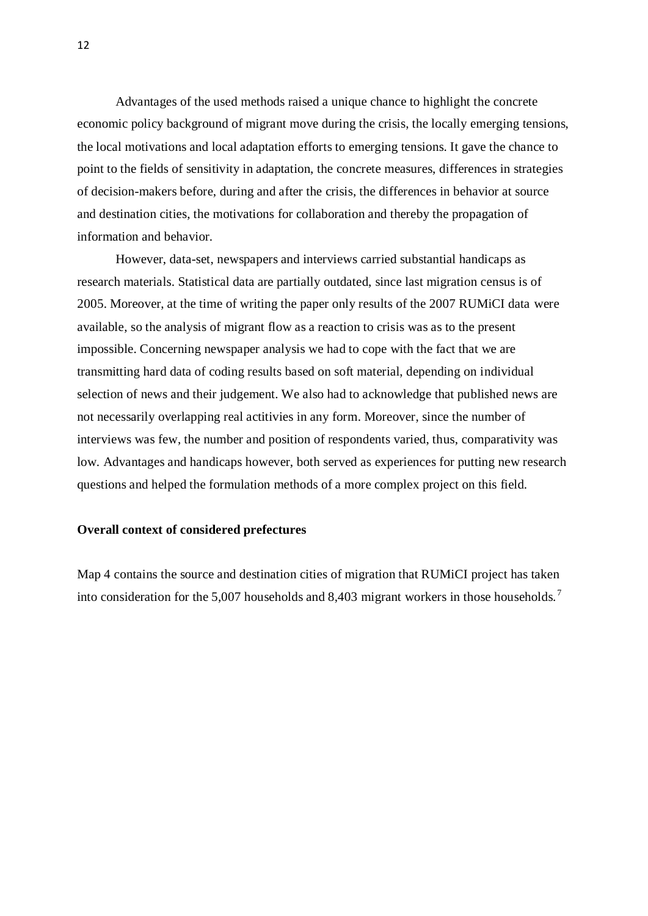Advantages of the used methods raised a unique chance to highlight the concrete economic policy background of migrant move during the crisis, the locally emerging tensions, the local motivations and local adaptation efforts to emerging tensions. It gave the chance to point to the fields of sensitivity in adaptation, the concrete measures, differences in strategies of decision-makers before, during and after the crisis, the differences in behavior at source and destination cities, the motivations for collaboration and thereby the propagation of information and behavior.

However, data-set, newspapers and interviews carried substantial handicaps as research materials. Statistical data are partially outdated, since last migration census is of 2005. Moreover, at the time of writing the paper only results of the 2007 RUMiCI data were available, so the analysis of migrant flow as a reaction to crisis was as to the present impossible. Concerning newspaper analysis we had to cope with the fact that we are transmitting hard data of coding results based on soft material, depending on individual selection of news and their judgement. We also had to acknowledge that published news are not necessarily overlapping real actitivies in any form. Moreover, since the number of interviews was few, the number and position of respondents varied, thus, comparativity was low. Advantages and handicaps however, both served as experiences for putting new research questions and helped the formulation methods of a more complex project on this field.

**Overall context of considered prefectures**

Map 4 contains the source and destination cities of migration that RUMiCI project has taken into consideration for the 5,007 households and 8,403 migrant workers in those households.[7]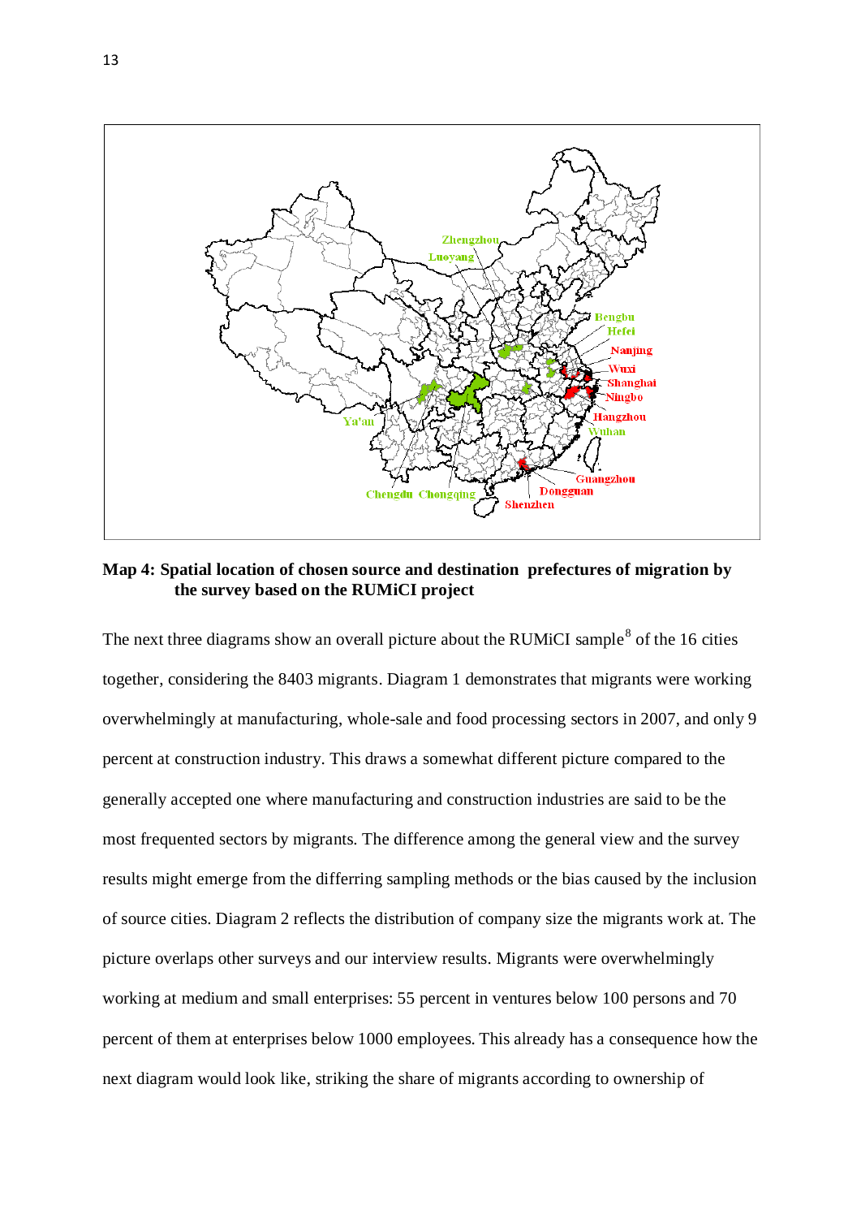**Map 4: Spatial location of chosen source and destination prefectures of migration by the survey based on the RUMiCI project**

The next three diagrams show an overall picture about the RUMiCI sample[8] of the 16 cities together, considering the 8403 migrants. Diagram 1 demonstrates that migrants were working overwhelmingly at manufacturing, whole-sale and food processing sectors in 2007, and only 9 percent at construction industry. This draws a somewhat different picture compared to the generally accepted one where manufacturing and construction industries are said to be the most frequented sectors by migrants. The difference among the general view and the survey results might emerge from the differring sampling methods or the bias caused by the inclusion of source cities. Diagram 2 reflects the distribution of company size the migrants work at. The picture overlaps other surveys and our interview results. Migrants were overwhelmingly working at medium and small enterprises: 55 percent in ventures below 100 persons and 70 percent of them at enterprises below 1000 employees. This already has a consequence how the next diagram would look like, striking the share of migrants according to ownership of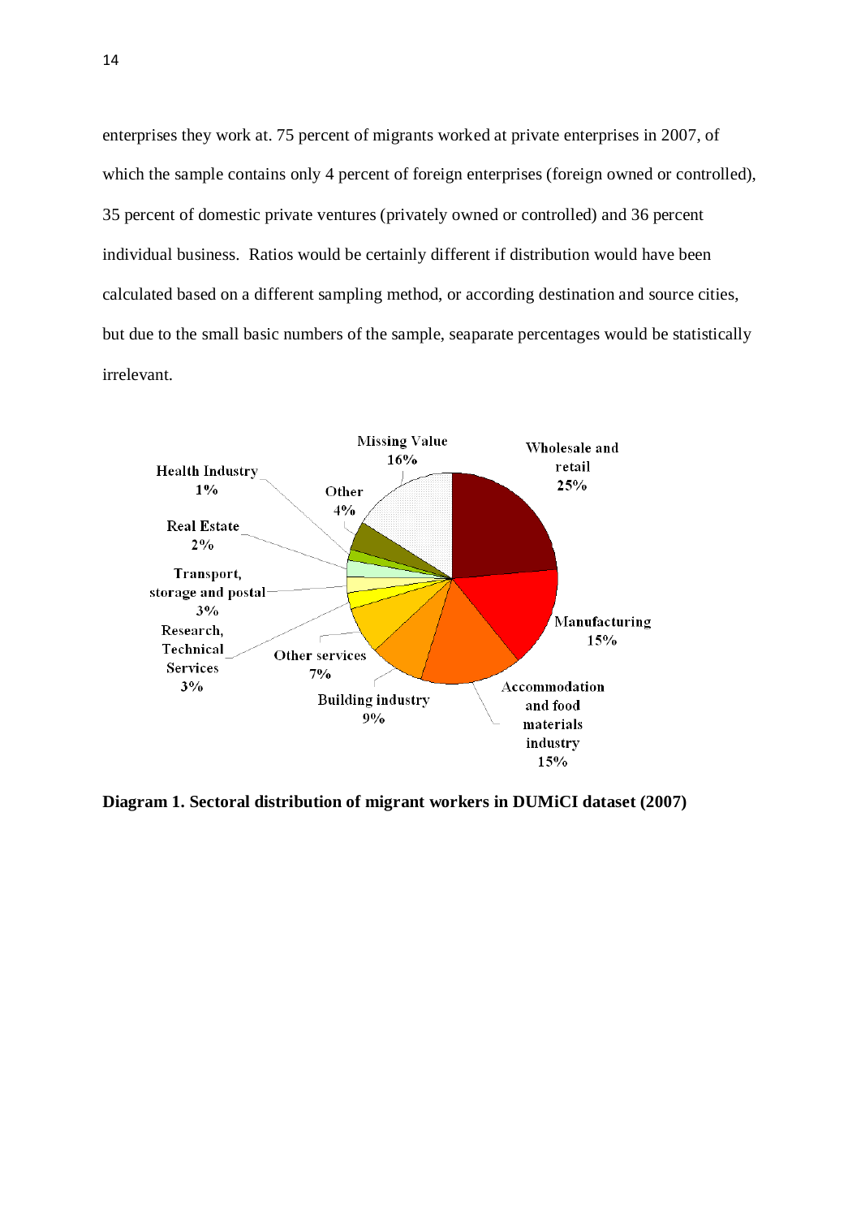enterprises they work at. 75 percent of migrants worked at private enterprises in 2007, of which the sample contains only 4 percent of foreign enterprises (foreign owned or controlled), 35 percent of domestic private ventures (privately owned or controlled) and 36 percent individual business.  Ratios would be certainly different if distribution would have been calculated based on a different sampling method, or according destination and source cities, but due to the small basic numbers of the sample, seaparate percentages would be statistically irrelevant.

| Sector | Share |
|---|---|
| Wholesale and retail | 25% |
| Manufacturing | 15% |
| Accommodation and food materials industry | 15% |
| Building industry | 9% |
| Other services | 7% |
| Research, Technical Services | 3% |
| Transport, storage and postal | 3% |
| Real Estate | 2% |
| Health Industry | 1% |
| Other | 4% |
| Missing Value | 16% |

**Diagram 1. Sectoral distribution of migrant workers in DUMiCI dataset (2007)**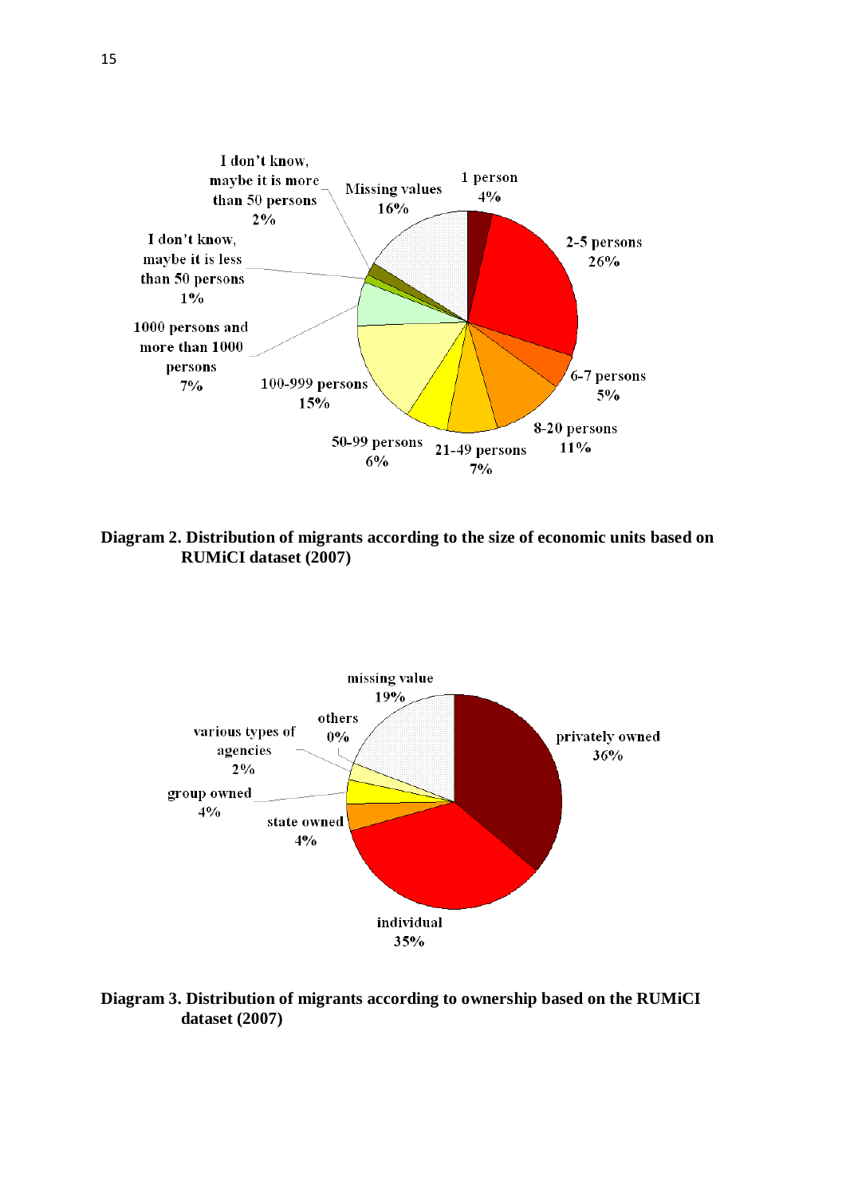**Diagram 2. Distribution of migrants according to the size of economic units based on RUMiCI dataset (2007)**

**Diagram 3. Distribution of migrants according to ownership based on the RUMiCI dataset (2007)**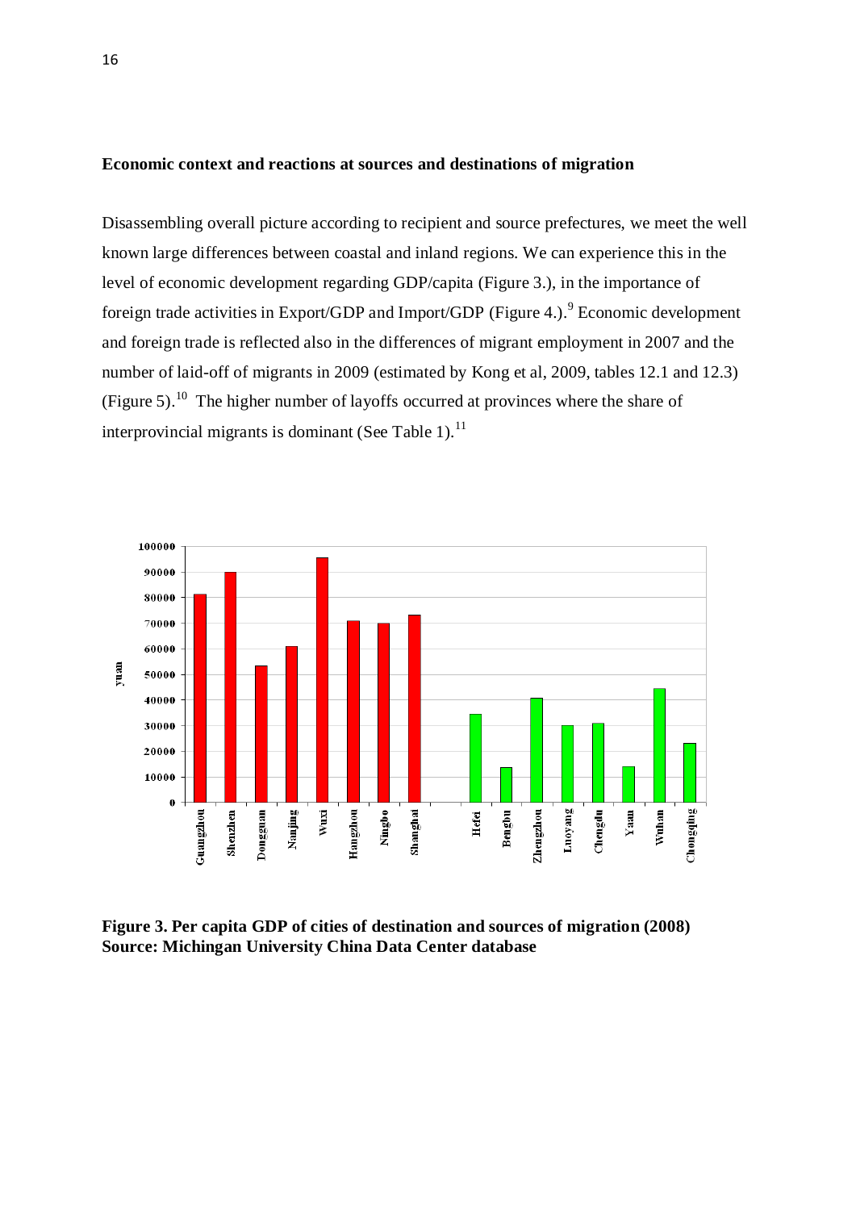**Economic context and reactions at sources and destinations of migration**

Disassembling overall picture according to recipient and source prefectures, we meet the well known large differences between coastal and inland regions. We can experience this in the level of economic development regarding GDP/capita (Figure 3.), in the importance of foreign trade activities in Export/GDP and Import/GDP (Figure 4.).[9] Economic development and foreign trade is reflected also in the differences of migrant employment in 2007 and the number of laid-off of migrants in 2009 (estimated by Kong et al, 2009, tables 12.1 and 12.3) (Figure 5).[10] The higher number of layoffs occurred at provinces where the share of interprovincial migrants is dominant (See Table 1).[11]

**Figure 3. Per capita GDP of cities of destination and sources of migration (2008)**
**Source: Michingan University China Data Center database**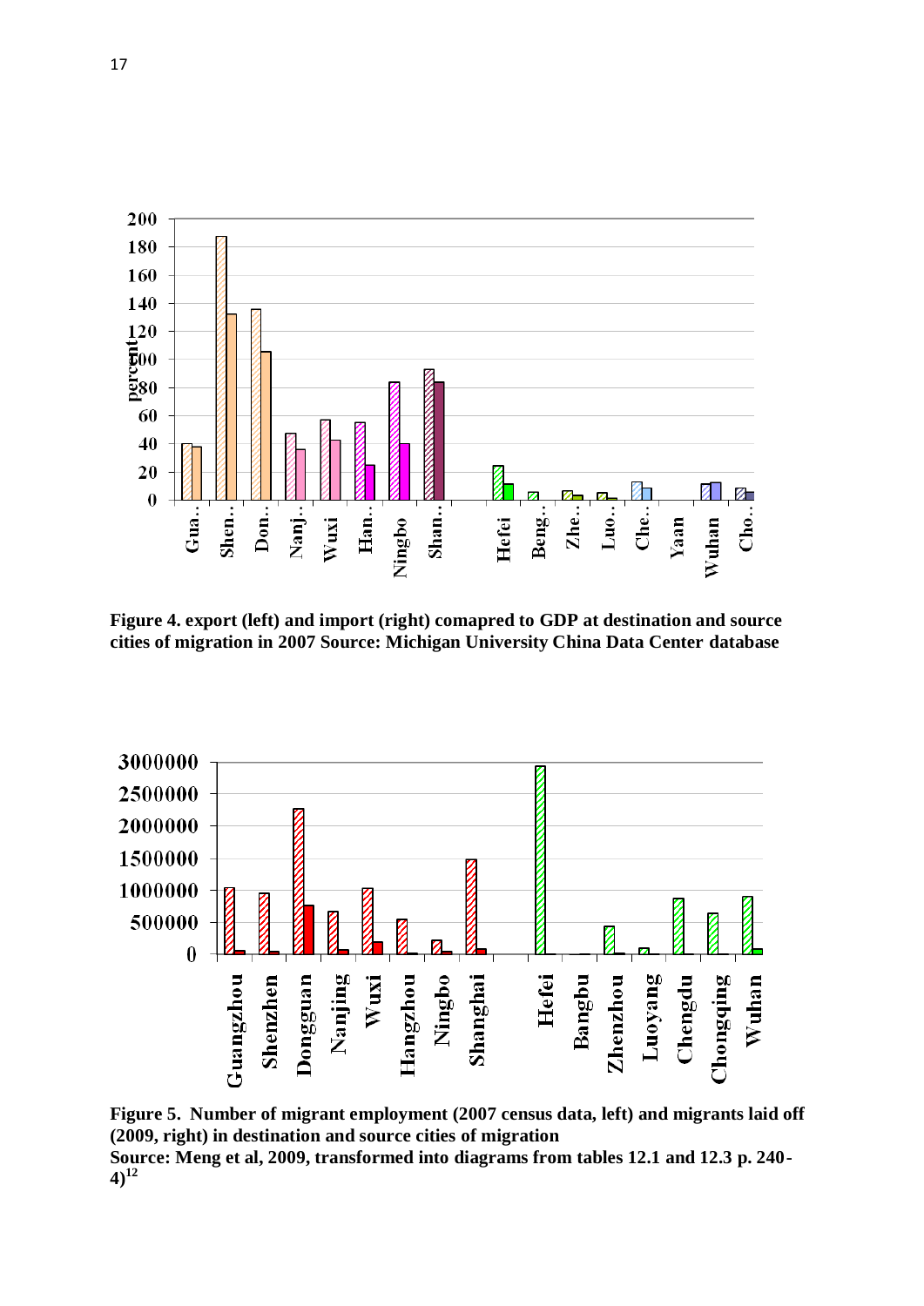**Figure 4. export (left) and import (right) comapred to GDP at destination and source cities of migration in 2007 Source: Michigan University China Data Center database**

**Figure 5. Number of migrant employment (2007 census data, left) and migrants laid off (2009, right) in destination and source cities of migration**
**Source: Meng et al, 2009, transformed into diagrams from tables 12.1 and 12.3 p. 240-4)**[12]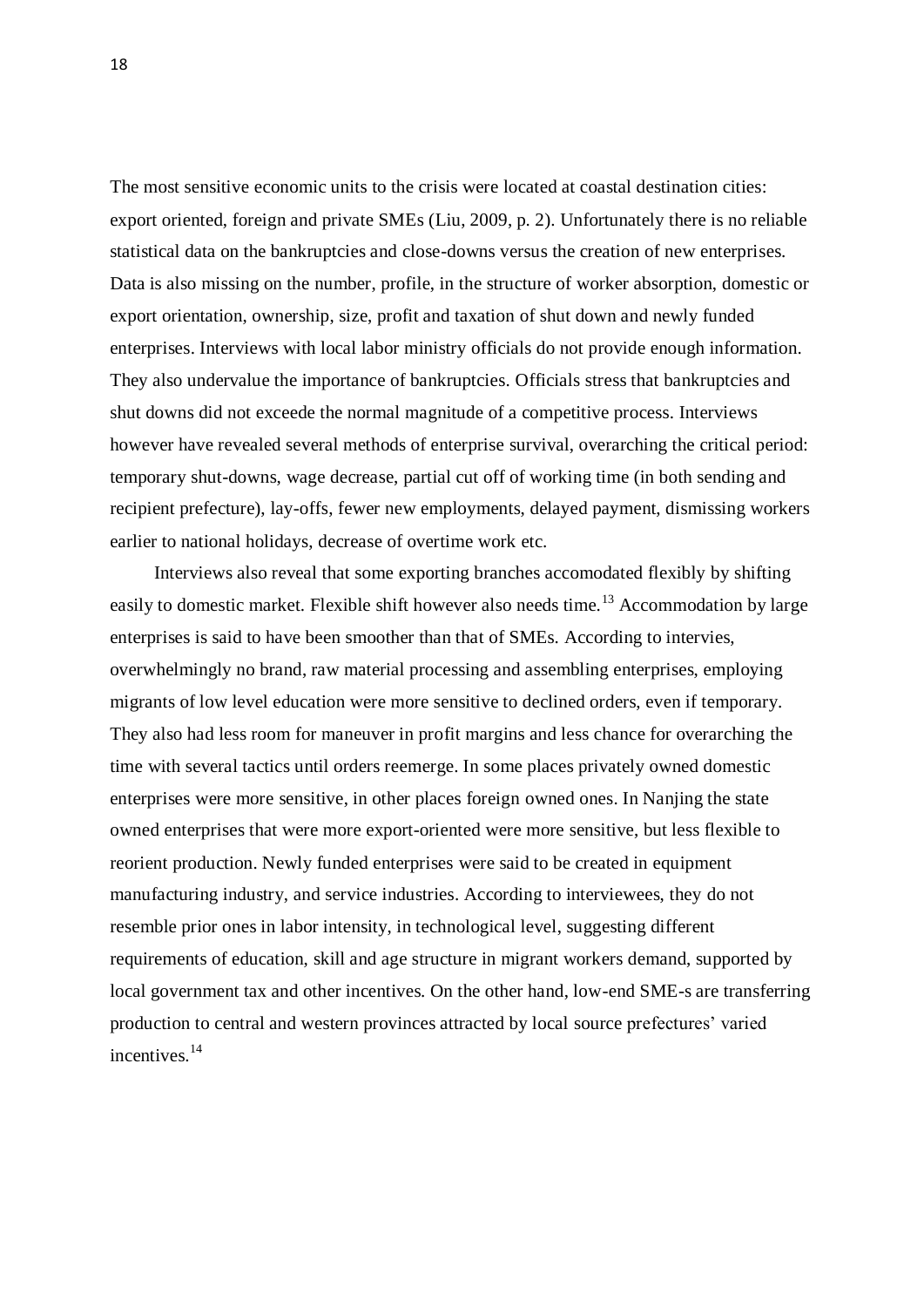The most sensitive economic units to the crisis were located at coastal destination cities: export oriented, foreign and private SMEs (Liu, 2009, p. 2). Unfortunately there is no reliable statistical data on the bankruptcies and close-downs versus the creation of new enterprises. Data is also missing on the number, profile, in the structure of worker absorption, domestic or export orientation, ownership, size, profit and taxation of shut down and newly funded enterprises. Interviews with local labor ministry officials do not provide enough information. They also undervalue the importance of bankruptcies. Officials stress that bankruptcies and shut downs did not exceede the normal magnitude of a competitive process. Interviews however have revealed several methods of enterprise survival, overarching the critical period: temporary shut-downs, wage decrease, partial cut off of working time (in both sending and recipient prefecture), lay-offs, fewer new employments, delayed payment, dismissing workers earlier to national holidays, decrease of overtime work etc.

Interviews also reveal that some exporting branches accomodated flexibly by shifting easily to domestic market. Flexible shift however also needs time.[13] Accommodation by large enterprises is said to have been smoother than that of SMEs. According to intervies, overwhelmingly no brand, raw material processing and assembling enterprises, employing migrants of low level education were more sensitive to declined orders, even if temporary. They also had less room for maneuver in profit margins and less chance for overarching the time with several tactics until orders reemerge. In some places privately owned domestic enterprises were more sensitive, in other places foreign owned ones. In Nanjing the state owned enterprises that were more export-oriented were more sensitive, but less flexible to reorient production. Newly funded enterprises were said to be created in equipment manufacturing industry, and service industries. According to interviewees, they do not resemble prior ones in labor intensity, in technological level, suggesting different requirements of education, skill and age structure in migrant workers demand, supported by local government tax and other incentives. On the other hand, low-end SME-s are transferring production to central and western provinces attracted by local source prefectures' varied incentives.[14]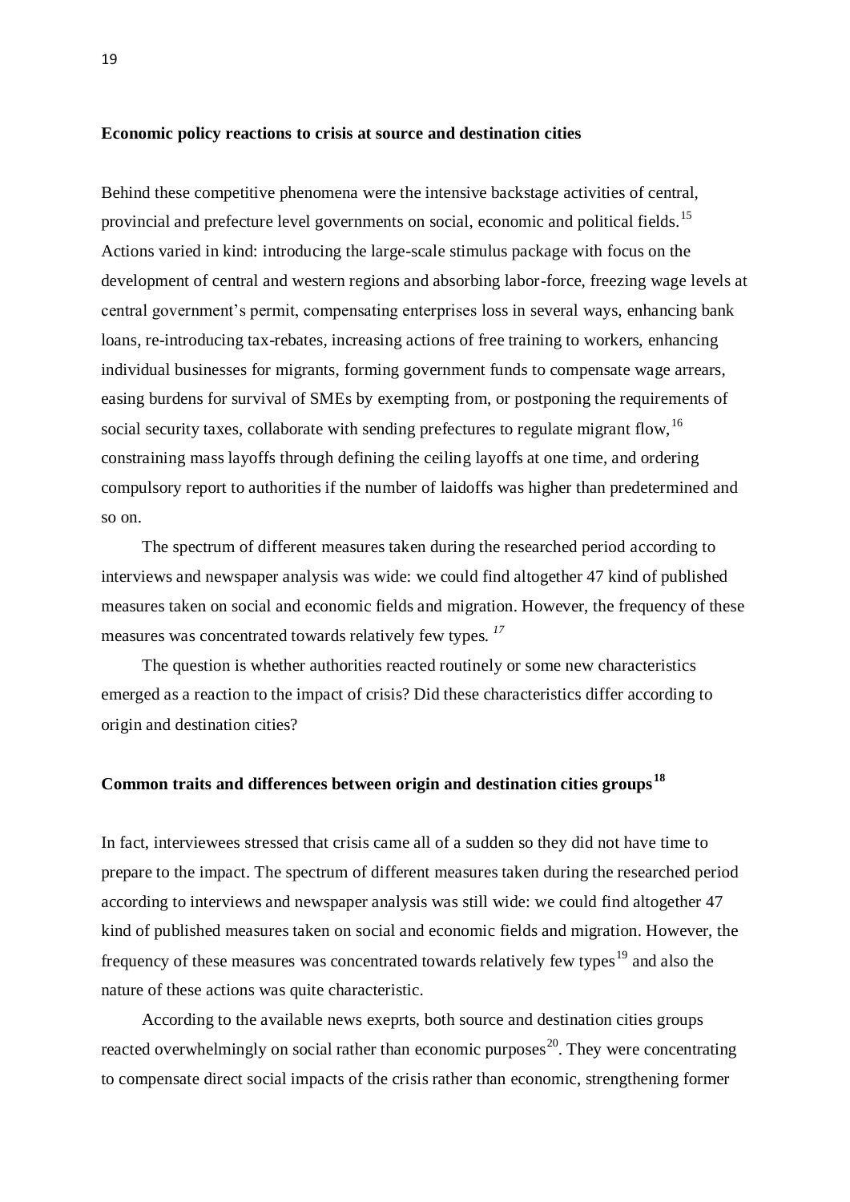### Economic policy reactions to crisis at source and destination cities

Behind these competitive phenomena were the intensive backstage activities of central, provincial and prefecture level governments on social, economic and political fields.[15] Actions varied in kind: introducing the large-scale stimulus package with focus on the development of central and western regions and absorbing labor-force, freezing wage levels at central government's permit, compensating enterprises loss in several ways, enhancing bank loans, re-introducing tax-rebates, increasing actions of free training to workers, enhancing individual businesses for migrants, forming government funds to compensate wage arrears, easing burdens for survival of SMEs by exempting from, or postponing the requirements of social security taxes, collaborate with sending prefectures to regulate migrant flow,[16] constraining mass layoffs through defining the ceiling layoffs at one time, and ordering compulsory report to authorities if the number of laidoffs was higher than predetermined and so on.

The spectrum of different measures taken during the researched period according to interviews and newspaper analysis was wide: we could find altogether 47 kind of published measures taken on social and economic fields and migration. However, the frequency of these measures was concentrated towards relatively few types. [17]

The question is whether authorities reacted routinely or some new characteristics emerged as a reaction to the impact of crisis? Did these characteristics differ according to origin and destination cities?

### Common traits and differences between origin and destination cities groups[18]

In fact, interviewees stressed that crisis came all of a sudden so they did not have time to prepare to the impact. The spectrum of different measures taken during the researched period according to interviews and newspaper analysis was still wide: we could find altogether 47 kind of published measures taken on social and economic fields and migration. However, the frequency of these measures was concentrated towards relatively few types[19] and also the nature of these actions was quite characteristic.

According to the available news exeprts, both source and destination cities groups reacted overwhelmingly on social rather than economic purposes[20]. They were concentrating to compensate direct social impacts of the crisis rather than economic, strengthening former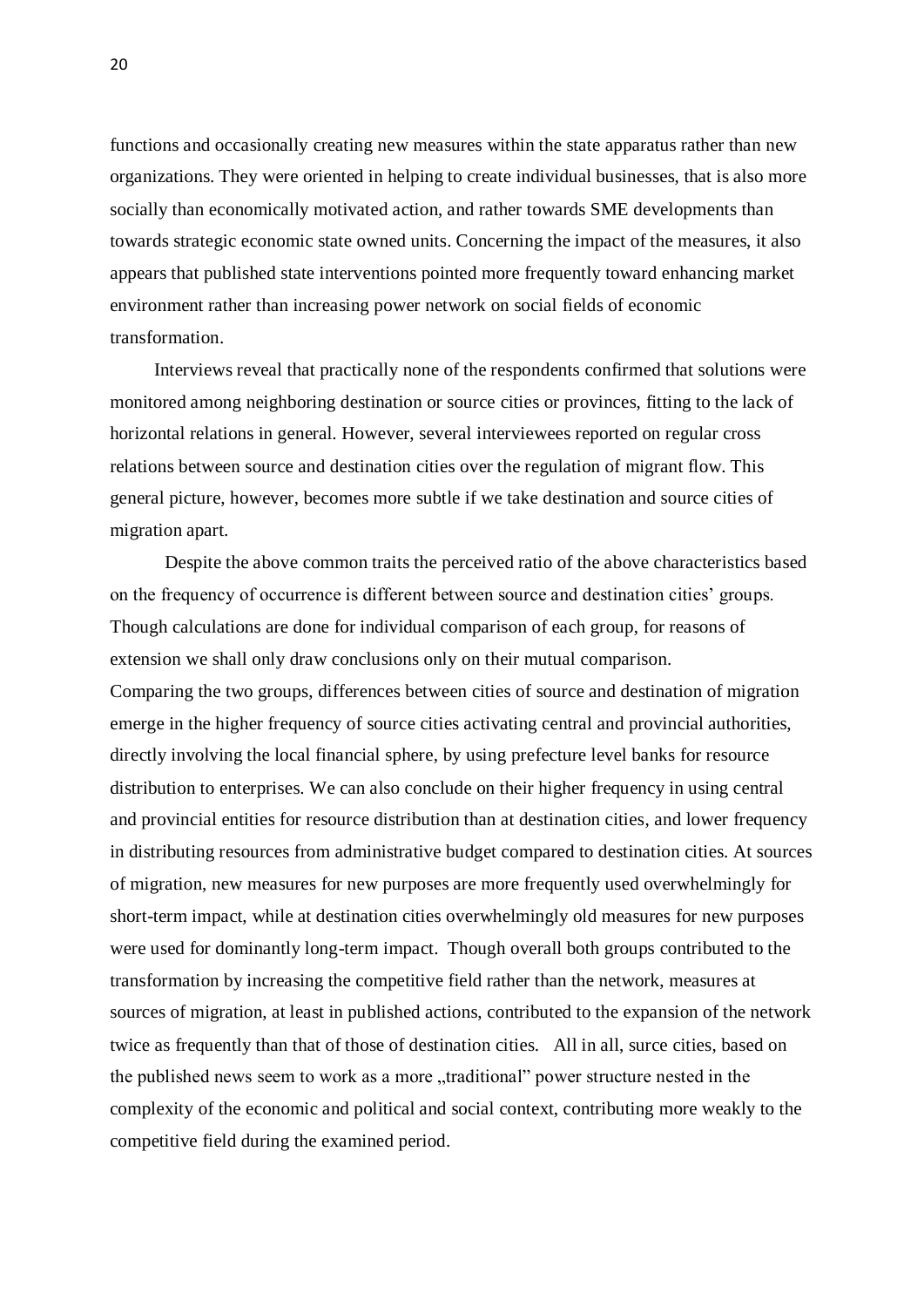functions and occasionally creating new measures within the state apparatus rather than new organizations. They were oriented in helping to create individual businesses, that is also more socially than economically motivated action, and rather towards SME developments than towards strategic economic state owned units. Concerning the impact of the measures, it also appears that published state interventions pointed more frequently toward enhancing market environment rather than increasing power network on social fields of economic transformation.

Interviews reveal that practically none of the respondents confirmed that solutions were monitored among neighboring destination or source cities or provinces, fitting to the lack of horizontal relations in general. However, several interviewees reported on regular cross relations between source and destination cities over the regulation of migrant flow. This general picture, however, becomes more subtle if we take destination and source cities of migration apart.

Despite the above common traits the perceived ratio of the above characteristics based on the frequency of occurrence is different between source and destination cities' groups. Though calculations are done for individual comparison of each group, for reasons of extension we shall only draw conclusions only on their mutual comparison.

Comparing the two groups, differences between cities of source and destination of migration emerge in the higher frequency of source cities activating central and provincial authorities, directly involving the local financial sphere, by using prefecture level banks for resource distribution to enterprises. We can also conclude on their higher frequency in using central and provincial entities for resource distribution than at destination cities, and lower frequency in distributing resources from administrative budget compared to destination cities. At sources of migration, new measures for new purposes are more frequently used overwhelmingly for short-term impact, while at destination cities overwhelmingly old measures for new purposes were used for dominantly long-term impact. Though overall both groups contributed to the transformation by increasing the competitive field rather than the network, measures at sources of migration, at least in published actions, contributed to the expansion of the network twice as frequently than that of those of destination cities. All in all, surce cities, based on the published news seem to work as a more „traditional" power structure nested in the complexity of the economic and political and social context, contributing more weakly to the competitive field during the examined period.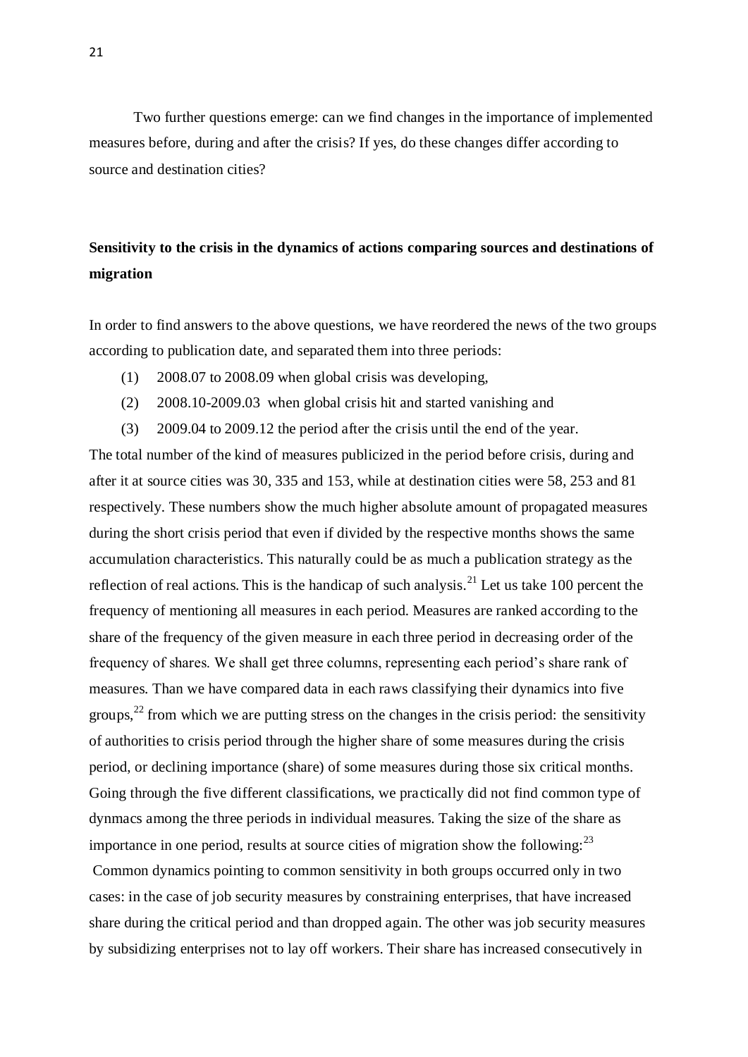Two further questions emerge: can we find changes in the importance of implemented measures before, during and after the crisis? If yes, do these changes differ according to source and destination cities?

**Sensitivity to the crisis in the dynamics of actions comparing sources and destinations of migration**

In order to find answers to the above questions, we have reordered the news of the two groups according to publication date, and separated them into three periods:

(1) 2008.07 to 2008.09 when global crisis was developing,

(2) 2008.10-2009.03 when global crisis hit and started vanishing and

(3) 2009.04 to 2009.12 the period after the crisis until the end of the year.

The total number of the kind of measures publicized in the period before crisis, during and after it at source cities was 30, 335 and 153, while at destination cities were 58, 253 and 81 respectively. These numbers show the much higher absolute amount of propagated measures during the short crisis period that even if divided by the respective months shows the same accumulation characteristics. This naturally could be as much a publication strategy as the reflection of real actions. This is the handicap of such analysis.[21] Let us take 100 percent the frequency of mentioning all measures in each period. Measures are ranked according to the share of the frequency of the given measure in each three period in decreasing order of the frequency of shares. We shall get three columns, representing each period's share rank of measures. Than we have compared data in each raws classifying their dynamics into five groups,[22] from which we are putting stress on the changes in the crisis period: the sensitivity of authorities to crisis period through the higher share of some measures during the crisis period, or declining importance (share) of some measures during those six critical months. Going through the five different classifications, we practically did not find common type of dynmacs among the three periods in individual measures. Taking the size of the share as importance in one period, results at source cities of migration show the following:[23]

Common dynamics pointing to common sensitivity in both groups occurred only in two cases: in the case of job security measures by constraining enterprises, that have increased share during the critical period and than dropped again. The other was job security measures by subsidizing enterprises not to lay off workers. Their share has increased consecutively in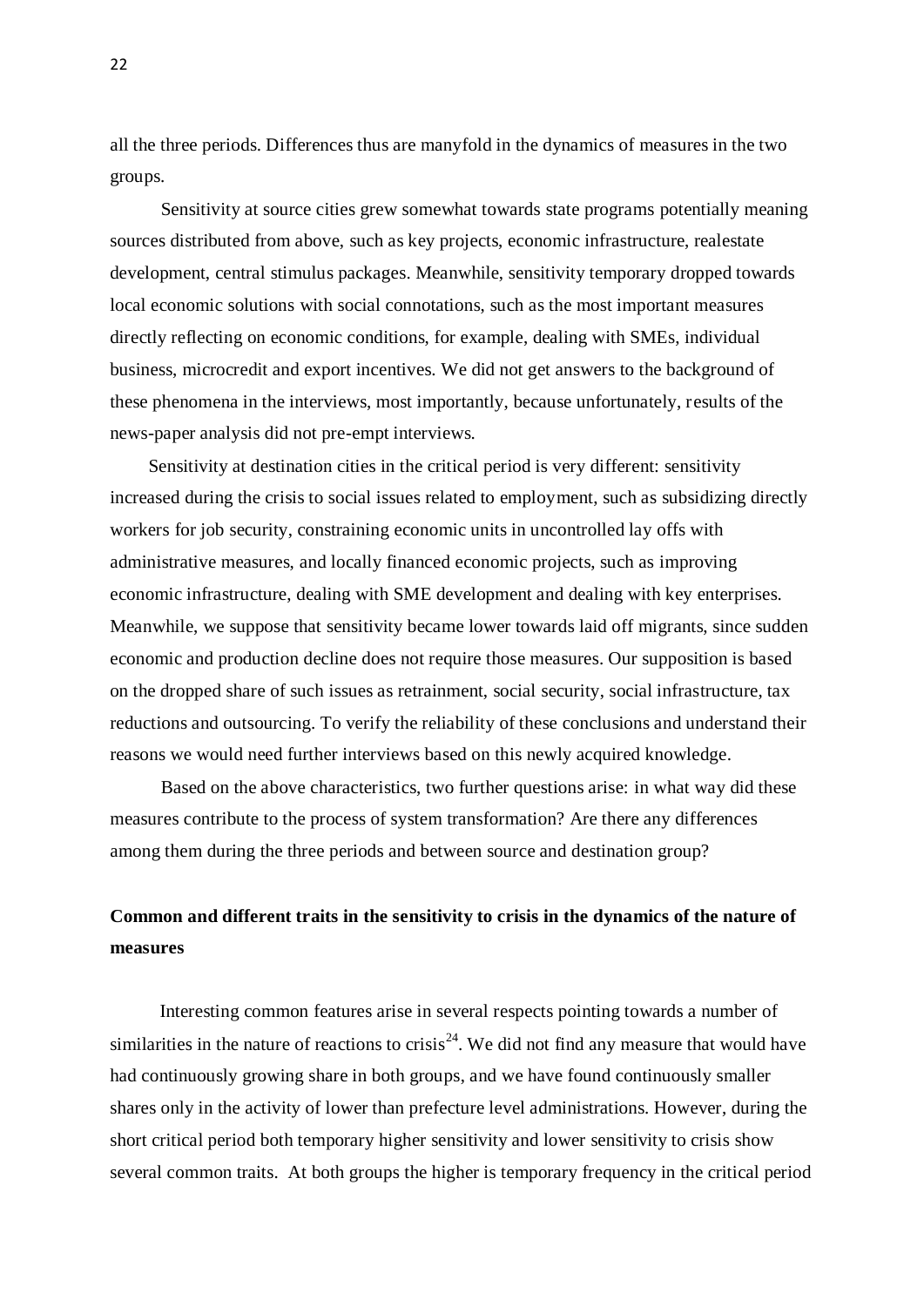all the three periods. Differences thus are manyfold in the dynamics of measures in the two groups.

Sensitivity at source cities grew somewhat towards state programs potentially meaning sources distributed from above, such as key projects, economic infrastructure, realestate development, central stimulus packages. Meanwhile, sensitivity temporary dropped towards local economic solutions with social connotations, such as the most important measures directly reflecting on economic conditions, for example, dealing with SMEs, individual business, microcredit and export incentives. We did not get answers to the background of these phenomena in the interviews, most importantly, because unfortunately, results of the news-paper analysis did not pre-empt interviews.

Sensitivity at destination cities in the critical period is very different: sensitivity increased during the crisis to social issues related to employment, such as subsidizing directly workers for job security, constraining economic units in uncontrolled lay offs with administrative measures, and locally financed economic projects, such as improving economic infrastructure, dealing with SME development and dealing with key enterprises. Meanwhile, we suppose that sensitivity became lower towards laid off migrants, since sudden economic and production decline does not require those measures. Our supposition is based on the dropped share of such issues as retrainment, social security, social infrastructure, tax reductions and outsourcing. To verify the reliability of these conclusions and understand their reasons we would need further interviews based on this newly acquired knowledge.

Based on the above characteristics, two further questions arise: in what way did these measures contribute to the process of system transformation? Are there any differences among them during the three periods and between source and destination group?

## Common and different traits in the sensitivity to crisis in the dynamics of the nature of measures

Interesting common features arise in several respects pointing towards a number of similarities in the nature of reactions to crisis[24]. We did not find any measure that would have had continuously growing share in both groups, and we have found continuously smaller shares only in the activity of lower than prefecture level administrations. However, during the short critical period both temporary higher sensitivity and lower sensitivity to crisis show several common traits. At both groups the higher is temporary frequency in the critical period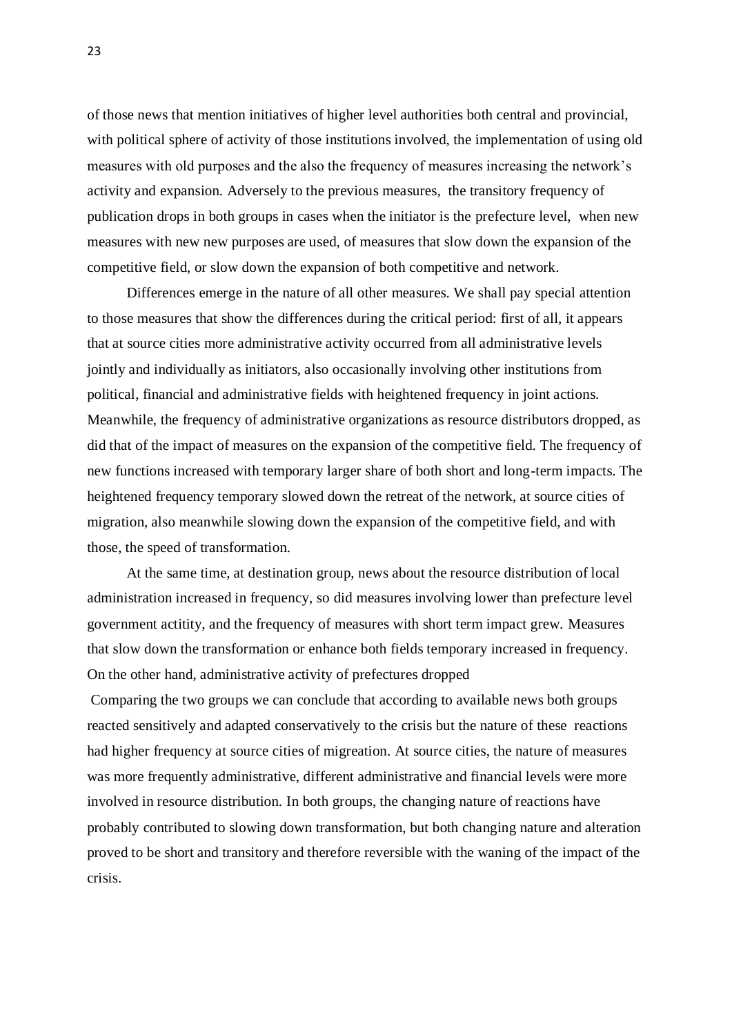of those news that mention initiatives of higher level authorities both central and provincial, with political sphere of activity of those institutions involved, the implementation of using old measures with old purposes and the also the frequency of measures increasing the network's activity and expansion. Adversely to the previous measures, the transitory frequency of publication drops in both groups in cases when the initiator is the prefecture level, when new measures with new new purposes are used, of measures that slow down the expansion of the competitive field, or slow down the expansion of both competitive and network.

Differences emerge in the nature of all other measures. We shall pay special attention to those measures that show the differences during the critical period: first of all, it appears that at source cities more administrative activity occurred from all administrative levels jointly and individually as initiators, also occasionally involving other institutions from political, financial and administrative fields with heightened frequency in joint actions. Meanwhile, the frequency of administrative organizations as resource distributors dropped, as did that of the impact of measures on the expansion of the competitive field. The frequency of new functions increased with temporary larger share of both short and long-term impacts. The heightened frequency temporary slowed down the retreat of the network, at source cities of migration, also meanwhile slowing down the expansion of the competitive field, and with those, the speed of transformation.

At the same time, at destination group, news about the resource distribution of local administration increased in frequency, so did measures involving lower than prefecture level government actitity, and the frequency of measures with short term impact grew. Measures that slow down the transformation or enhance both fields temporary increased in frequency. On the other hand, administrative activity of prefectures dropped

Comparing the two groups we can conclude that according to available news both groups reacted sensitively and adapted conservatively to the crisis but the nature of these reactions had higher frequency at source cities of migreation. At source cities, the nature of measures was more frequently administrative, different administrative and financial levels were more involved in resource distribution. In both groups, the changing nature of reactions have probably contributed to slowing down transformation, but both changing nature and alteration proved to be short and transitory and therefore reversible with the waning of the impact of the crisis.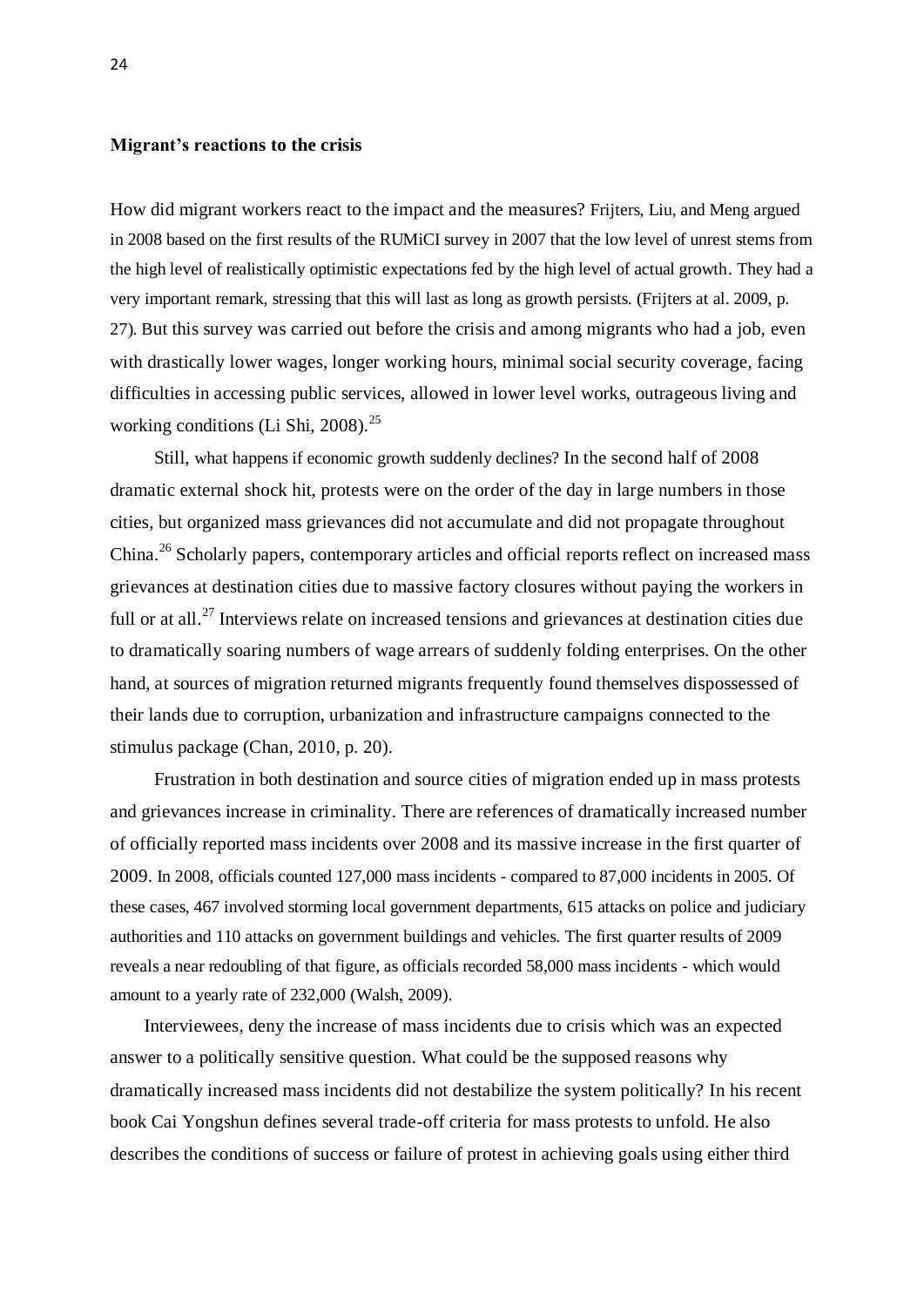**Migrant's reactions to the crisis**

How did migrant workers react to the impact and the measures? Frijters, Liu, and Meng argued in 2008 based on the first results of the RUMiCI survey in 2007 that the low level of unrest stems from the high level of realistically optimistic expectations fed by the high level of actual growth. They had a very important remark, stressing that this will last as long as growth persists. (Frijters at al. 2009, p. 27). But this survey was carried out before the crisis and among migrants who had a job, even with drastically lower wages, longer working hours, minimal social security coverage, facing difficulties in accessing public services, allowed in lower level works, outrageous living and working conditions (Li Shi, 2008).[25]

Still, what happens if economic growth suddenly declines? In the second half of 2008 dramatic external shock hit, protests were on the order of the day in large numbers in those cities, but organized mass grievances did not accumulate and did not propagate throughout China.[26] Scholarly papers, contemporary articles and official reports reflect on increased mass grievances at destination cities due to massive factory closures without paying the workers in full or at all.[27] Interviews relate on increased tensions and grievances at destination cities due to dramatically soaring numbers of wage arrears of suddenly folding enterprises. On the other hand, at sources of migration returned migrants frequently found themselves dispossessed of their lands due to corruption, urbanization and infrastructure campaigns connected to the stimulus package (Chan, 2010, p. 20).

Frustration in both destination and source cities of migration ended up in mass protests and grievances increase in criminality. There are references of dramatically increased number of officially reported mass incidents over 2008 and its massive increase in the first quarter of 2009. In 2008, officials counted 127,000 mass incidents - compared to 87,000 incidents in 2005. Of these cases, 467 involved storming local government departments, 615 attacks on police and judiciary authorities and 110 attacks on government buildings and vehicles. The first quarter results of 2009 reveals a near redoubling of that figure, as officials recorded 58,000 mass incidents - which would amount to a yearly rate of 232,000 (Walsh, 2009).

Interviewees, deny the increase of mass incidents due to crisis which was an expected answer to a politically sensitive question. What could be the supposed reasons why dramatically increased mass incidents did not destabilize the system politically? In his recent book Cai Yongshun defines several trade-off criteria for mass protests to unfold. He also describes the conditions of success or failure of protest in achieving goals using either third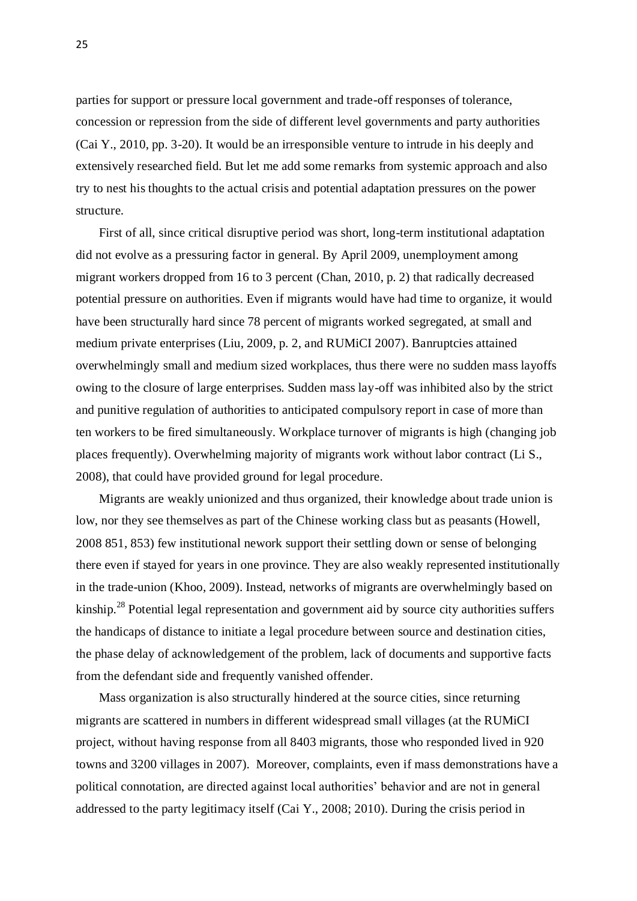parties for support or pressure local government and trade-off responses of tolerance, concession or repression from the side of different level governments and party authorities (Cai Y., 2010, pp. 3-20). It would be an irresponsible venture to intrude in his deeply and extensively researched field. But let me add some remarks from systemic approach and also try to nest his thoughts to the actual crisis and potential adaptation pressures on the power structure.

First of all, since critical disruptive period was short, long-term institutional adaptation did not evolve as a pressuring factor in general. By April 2009, unemployment among migrant workers dropped from 16 to 3 percent (Chan, 2010, p. 2) that radically decreased potential pressure on authorities. Even if migrants would have had time to organize, it would have been structurally hard since 78 percent of migrants worked segregated, at small and medium private enterprises (Liu, 2009, p. 2, and RUMiCI 2007). Banruptcies attained overwhelmingly small and medium sized workplaces, thus there were no sudden mass layoffs owing to the closure of large enterprises. Sudden mass lay-off was inhibited also by the strict and punitive regulation of authorities to anticipated compulsory report in case of more than ten workers to be fired simultaneously. Workplace turnover of migrants is high (changing job places frequently). Overwhelming majority of migrants work without labor contract (Li S., 2008), that could have provided ground for legal procedure.

Migrants are weakly unionized and thus organized, their knowledge about trade union is low, nor they see themselves as part of the Chinese working class but as peasants (Howell, 2008 851, 853) few institutional nework support their settling down or sense of belonging there even if stayed for years in one province. They are also weakly represented institutionally in the trade-union (Khoo, 2009). Instead, networks of migrants are overwhelmingly based on kinship.[28] Potential legal representation and government aid by source city authorities suffers the handicaps of distance to initiate a legal procedure between source and destination cities, the phase delay of acknowledgement of the problem, lack of documents and supportive facts from the defendant side and frequently vanished offender.

Mass organization is also structurally hindered at the source cities, since returning migrants are scattered in numbers in different widespread small villages (at the RUMiCI project, without having response from all 8403 migrants, those who responded lived in 920 towns and 3200 villages in 2007). Moreover, complaints, even if mass demonstrations have a political connotation, are directed against local authorities' behavior and are not in general addressed to the party legitimacy itself (Cai Y., 2008; 2010). During the crisis period in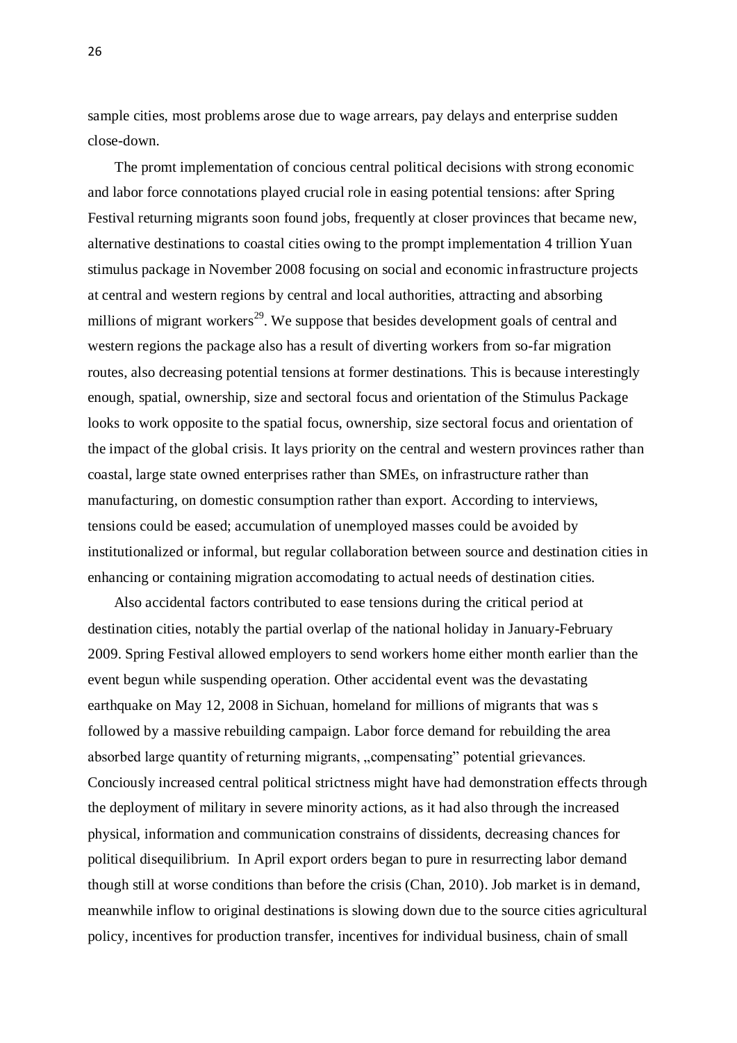sample cities, most problems arose due to wage arrears, pay delays and enterprise sudden close-down.

The promt implementation of concious central political decisions with strong economic and labor force connotations played crucial role in easing potential tensions: after Spring Festival returning migrants soon found jobs, frequently at closer provinces that became new, alternative destinations to coastal cities owing to the prompt implementation 4 trillion Yuan stimulus package in November 2008 focusing on social and economic infrastructure projects at central and western regions by central and local authorities, attracting and absorbing millions of migrant workers[29]. We suppose that besides development goals of central and western regions the package also has a result of diverting workers from so-far migration routes, also decreasing potential tensions at former destinations. This is because interestingly enough, spatial, ownership, size and sectoral focus and orientation of the Stimulus Package looks to work opposite to the spatial focus, ownership, size sectoral focus and orientation of the impact of the global crisis. It lays priority on the central and western provinces rather than coastal, large state owned enterprises rather than SMEs, on infrastructure rather than manufacturing, on domestic consumption rather than export. According to interviews, tensions could be eased; accumulation of unemployed masses could be avoided by institutionalized or informal, but regular collaboration between source and destination cities in enhancing or containing migration accomodating to actual needs of destination cities.

Also accidental factors contributed to ease tensions during the critical period at destination cities, notably the partial overlap of the national holiday in January-February 2009. Spring Festival allowed employers to send workers home either month earlier than the event begun while suspending operation. Other accidental event was the devastating earthquake on May 12, 2008 in Sichuan, homeland for millions of migrants that was s followed by a massive rebuilding campaign. Labor force demand for rebuilding the area absorbed large quantity of returning migrants, „compensating" potential grievances. Conciously increased central political strictness might have had demonstration effects through the deployment of military in severe minority actions, as it had also through the increased physical, information and communication constrains of dissidents, decreasing chances for political disequilibrium. In April export orders began to pure in resurrecting labor demand though still at worse conditions than before the crisis (Chan, 2010). Job market is in demand, meanwhile inflow to original destinations is slowing down due to the source cities agricultural policy, incentives for production transfer, incentives for individual business, chain of small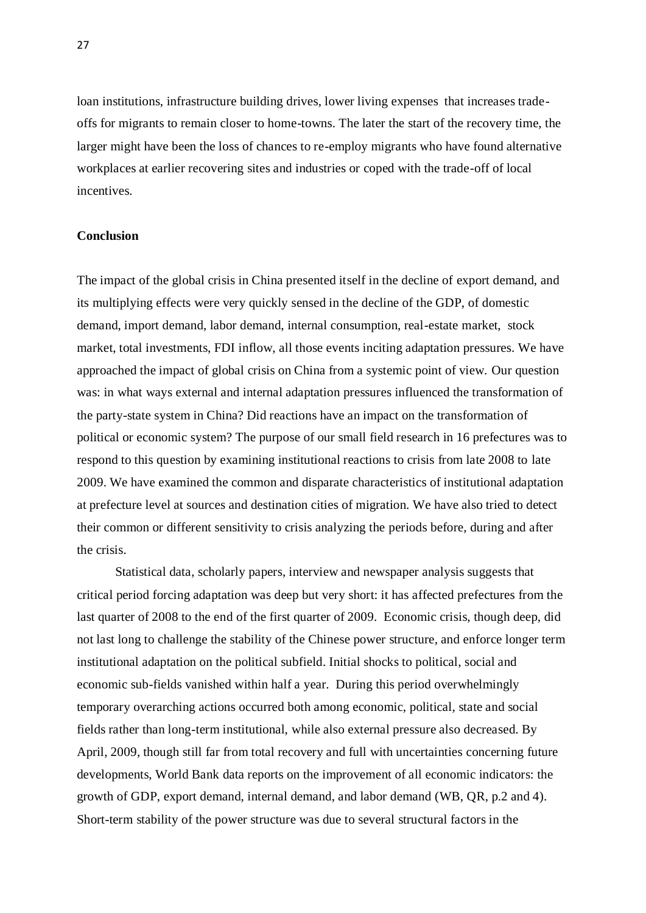loan institutions, infrastructure building drives, lower living expenses that increases trade-offs for migrants to remain closer to home-towns. The later the start of the recovery time, the larger might have been the loss of chances to re-employ migrants who have found alternative workplaces at earlier recovering sites and industries or coped with the trade-off of local incentives.

**Conclusion**

The impact of the global crisis in China presented itself in the decline of export demand, and its multiplying effects were very quickly sensed in the decline of the GDP, of domestic demand, import demand, labor demand, internal consumption, real-estate market, stock market, total investments, FDI inflow, all those events inciting adaptation pressures. We have approached the impact of global crisis on China from a systemic point of view. Our question was: in what ways external and internal adaptation pressures influenced the transformation of the party-state system in China? Did reactions have an impact on the transformation of political or economic system? The purpose of our small field research in 16 prefectures was to respond to this question by examining institutional reactions to crisis from late 2008 to late 2009. We have examined the common and disparate characteristics of institutional adaptation at prefecture level at sources and destination cities of migration. We have also tried to detect their common or different sensitivity to crisis analyzing the periods before, during and after the crisis.

Statistical data, scholarly papers, interview and newspaper analysis suggests that critical period forcing adaptation was deep but very short: it has affected prefectures from the last quarter of 2008 to the end of the first quarter of 2009. Economic crisis, though deep, did not last long to challenge the stability of the Chinese power structure, and enforce longer term institutional adaptation on the political subfield. Initial shocks to political, social and economic sub-fields vanished within half a year. During this period overwhelmingly temporary overarching actions occurred both among economic, political, state and social fields rather than long-term institutional, while also external pressure also decreased. By April, 2009, though still far from total recovery and full with uncertainties concerning future developments, World Bank data reports on the improvement of all economic indicators: the growth of GDP, export demand, internal demand, and labor demand (WB, QR, p.2 and 4). Short-term stability of the power structure was due to several structural factors in the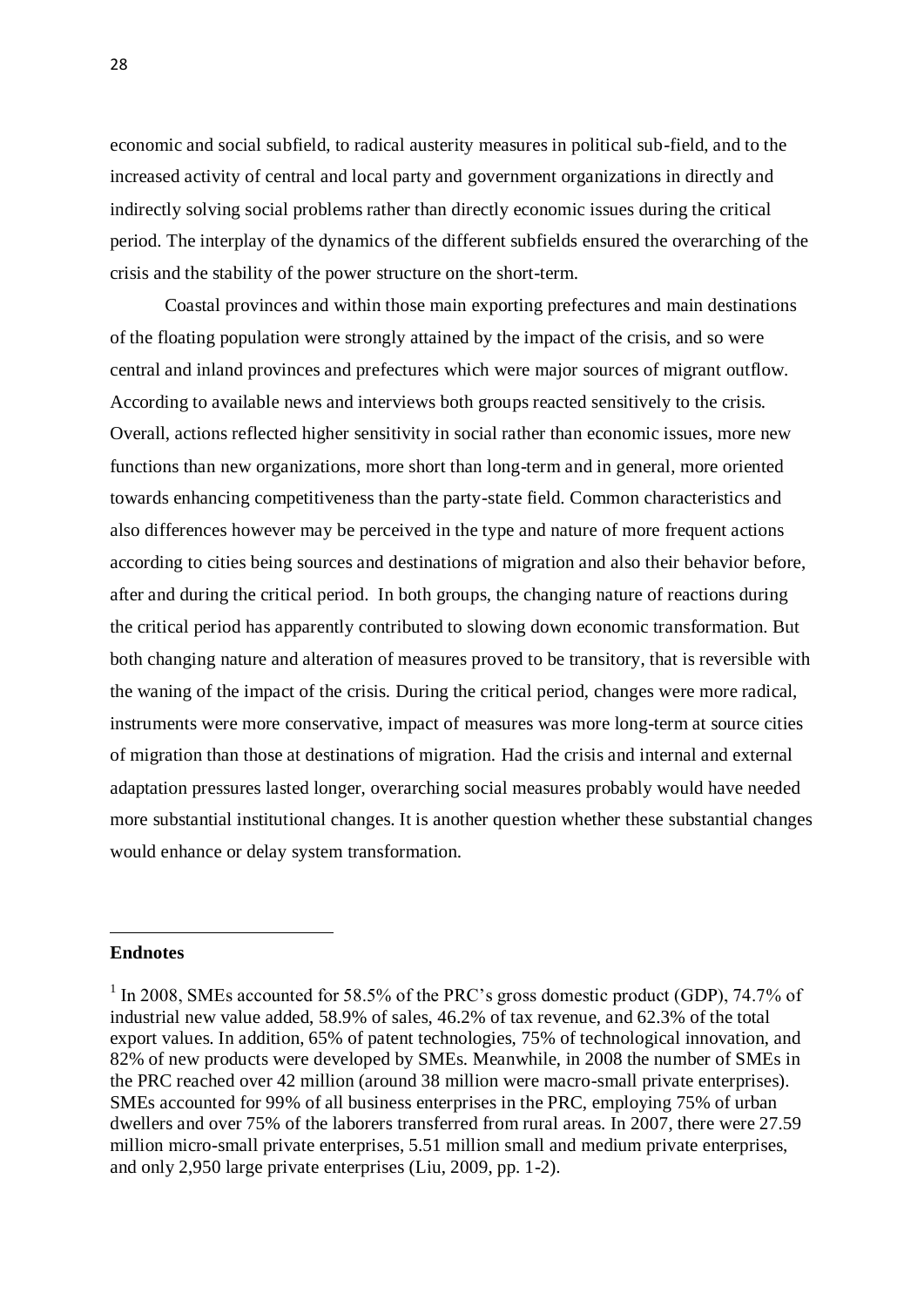economic and social subfield, to radical austerity measures in political sub-field, and to the increased activity of central and local party and government organizations in directly and indirectly solving social problems rather than directly economic issues during the critical period. The interplay of the dynamics of the different subfields ensured the overarching of the crisis and the stability of the power structure on the short-term.

Coastal provinces and within those main exporting prefectures and main destinations of the floating population were strongly attained by the impact of the crisis, and so were central and inland provinces and prefectures which were major sources of migrant outflow. According to available news and interviews both groups reacted sensitively to the crisis. Overall, actions reflected higher sensitivity in social rather than economic issues, more new functions than new organizations, more short than long-term and in general, more oriented towards enhancing competitiveness than the party-state field. Common characteristics and also differences however may be perceived in the type and nature of more frequent actions according to cities being sources and destinations of migration and also their behavior before, after and during the critical period. In both groups, the changing nature of reactions during the critical period has apparently contributed to slowing down economic transformation. But both changing nature and alteration of measures proved to be transitory, that is reversible with the waning of the impact of the crisis. During the critical period, changes were more radical, instruments were more conservative, impact of measures was more long-term at source cities of migration than those at destinations of migration. Had the crisis and internal and external adaptation pressures lasted longer, overarching social measures probably would have needed more substantial institutional changes. It is another question whether these substantial changes would enhance or delay system transformation.

## Endnotes

[1] In 2008, SMEs accounted for 58.5% of the PRC's gross domestic product (GDP), 74.7% of industrial new value added, 58.9% of sales, 46.2% of tax revenue, and 62.3% of the total export values. In addition, 65% of patent technologies, 75% of technological innovation, and 82% of new products were developed by SMEs. Meanwhile, in 2008 the number of SMEs in the PRC reached over 42 million (around 38 million were macro-small private enterprises). SMEs accounted for 99% of all business enterprises in the PRC, employing 75% of urban dwellers and over 75% of the laborers transferred from rural areas. In 2007, there were 27.59 million micro-small private enterprises, 5.51 million small and medium private enterprises, and only 2,950 large private enterprises (Liu, 2009, pp. 1-2).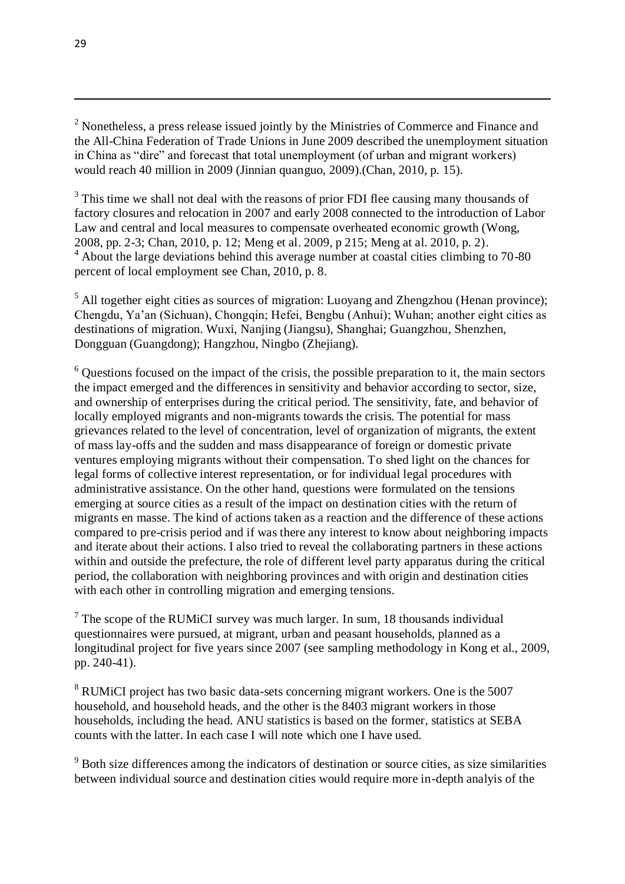[2] Nonetheless, a press release issued jointly by the Ministries of Commerce and Finance and the All-China Federation of Trade Unions in June 2009 described the unemployment situation in China as "dire" and forecast that total unemployment (of urban and migrant workers) would reach 40 million in 2009 (Jinnian quanguo, 2009).(Chan, 2010, p. 15).

[3] This time we shall not deal with the reasons of prior FDI flee causing many thousands of factory closures and relocation in 2007 and early 2008 connected to the introduction of Labor Law and central and local measures to compensate overheated economic growth (Wong, 2008, pp. 2-3; Chan, 2010, p. 12; Meng et al. 2009, p 215; Meng at al. 2010, p. 2).

[4] About the large deviations behind this average number at coastal cities climbing to 70-80 percent of local employment see Chan, 2010, p. 8.

[5] All together eight cities as sources of migration: Luoyang and Zhengzhou (Henan province); Chengdu, Ya'an (Sichuan), Chongqin; Hefei, Bengbu (Anhui); Wuhan; another eight cities as destinations of migration. Wuxi, Nanjing (Jiangsu), Shanghai; Guangzhou, Shenzhen, Dongguan (Guangdong); Hangzhou, Ningbo (Zhejiang).

[6] Questions focused on the impact of the crisis, the possible preparation to it, the main sectors the impact emerged and the differences in sensitivity and behavior according to sector, size, and ownership of enterprises during the critical period. The sensitivity, fate, and behavior of locally employed migrants and non-migrants towards the crisis. The potential for mass grievances related to the level of concentration, level of organization of migrants, the extent of mass lay-offs and the sudden and mass disappearance of foreign or domestic private ventures employing migrants without their compensation. To shed light on the chances for legal forms of collective interest representation, or for individual legal procedures with administrative assistance. On the other hand, questions were formulated on the tensions emerging at source cities as a result of the impact on destination cities with the return of migrants en masse. The kind of actions taken as a reaction and the difference of these actions compared to pre-crisis period and if was there any interest to know about neighboring impacts and iterate about their actions. I also tried to reveal the collaborating partners in these actions within and outside the prefecture, the role of different level party apparatus during the critical period, the collaboration with neighboring provinces and with origin and destination cities with each other in controlling migration and emerging tensions.

[7] The scope of the RUMiCI survey was much larger. In sum, 18 thousands individual questionnaires were pursued, at migrant, urban and peasant households, planned as a longitudinal project for five years since 2007 (see sampling methodology in Kong et al., 2009, pp. 240-41).

[8] RUMiCI project has two basic data-sets concerning migrant workers. One is the 5007 household, and household heads, and the other is the 8403 migrant workers in those households, including the head. ANU statistics is based on the former, statistics at SEBA counts with the latter. In each case I will note which one I have used.

[9] Both size differences among the indicators of destination or source cities, as size similarities between individual source and destination cities would require more in-depth analyis of the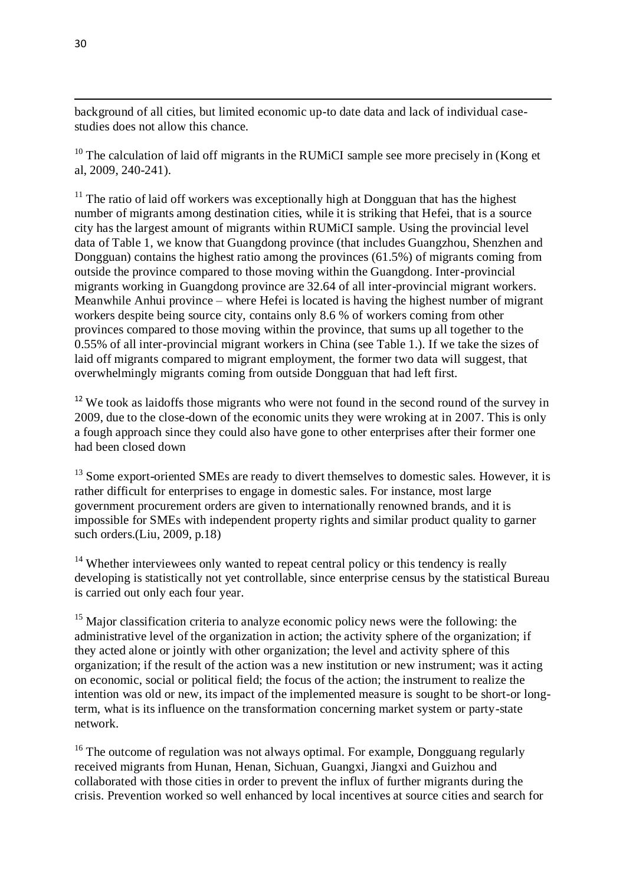background of all cities, but limited economic up-to date data and lack of individual case-studies does not allow this chance.

[10] The calculation of laid off migrants in the RUMiCI sample see more precisely in (Kong et al, 2009, 240-241).

[11] The ratio of laid off workers was exceptionally high at Dongguan that has the highest number of migrants among destination cities, while it is striking that Hefei, that is a source city has the largest amount of migrants within RUMiCI sample. Using the provincial level data of Table 1, we know that Guangdong province (that includes Guangzhou, Shenzhen and Dongguan) contains the highest ratio among the provinces (61.5%) of migrants coming from outside the province compared to those moving within the Guangdong. Inter-provincial migrants working in Guangdong province are 32.64 of all inter-provincial migrant workers. Meanwhile Anhui province – where Hefei is located is having the highest number of migrant workers despite being source city, contains only 8.6 % of workers coming from other provinces compared to those moving within the province, that sums up all together to the 0.55% of all inter-provincial migrant workers in China (see Table 1.). If we take the sizes of laid off migrants compared to migrant employment, the former two data will suggest, that overwhelmingly migrants coming from outside Dongguan that had left first.

[12] We took as laidoffs those migrants who were not found in the second round of the survey in 2009, due to the close-down of the economic units they were wroking at in 2007. This is only a fough approach since they could also have gone to other enterprises after their former one had been closed down

[13] Some export-oriented SMEs are ready to divert themselves to domestic sales. However, it is rather difficult for enterprises to engage in domestic sales. For instance, most large government procurement orders are given to internationally renowned brands, and it is impossible for SMEs with independent property rights and similar product quality to garner such orders.(Liu, 2009, p.18)

[14] Whether interviewees only wanted to repeat central policy or this tendency is really developing is statistically not yet controllable, since enterprise census by the statistical Bureau is carried out only each four year.

[15] Major classification criteria to analyze economic policy news were the following: the administrative level of the organization in action; the activity sphere of the organization; if they acted alone or jointly with other organization; the level and activity sphere of this organization; if the result of the action was a new institution or new instrument; was it acting on economic, social or political field; the focus of the action; the instrument to realize the intention was old or new, its impact of the implemented measure is sought to be short-or long-term, what is its influence on the transformation concerning market system or party-state network.

[16] The outcome of regulation was not always optimal. For example, Dongguang regularly received migrants from Hunan, Henan, Sichuan, Guangxi, Jiangxi and Guizhou and collaborated with those cities in order to prevent the influx of further migrants during the crisis. Prevention worked so well enhanced by local incentives at source cities and search for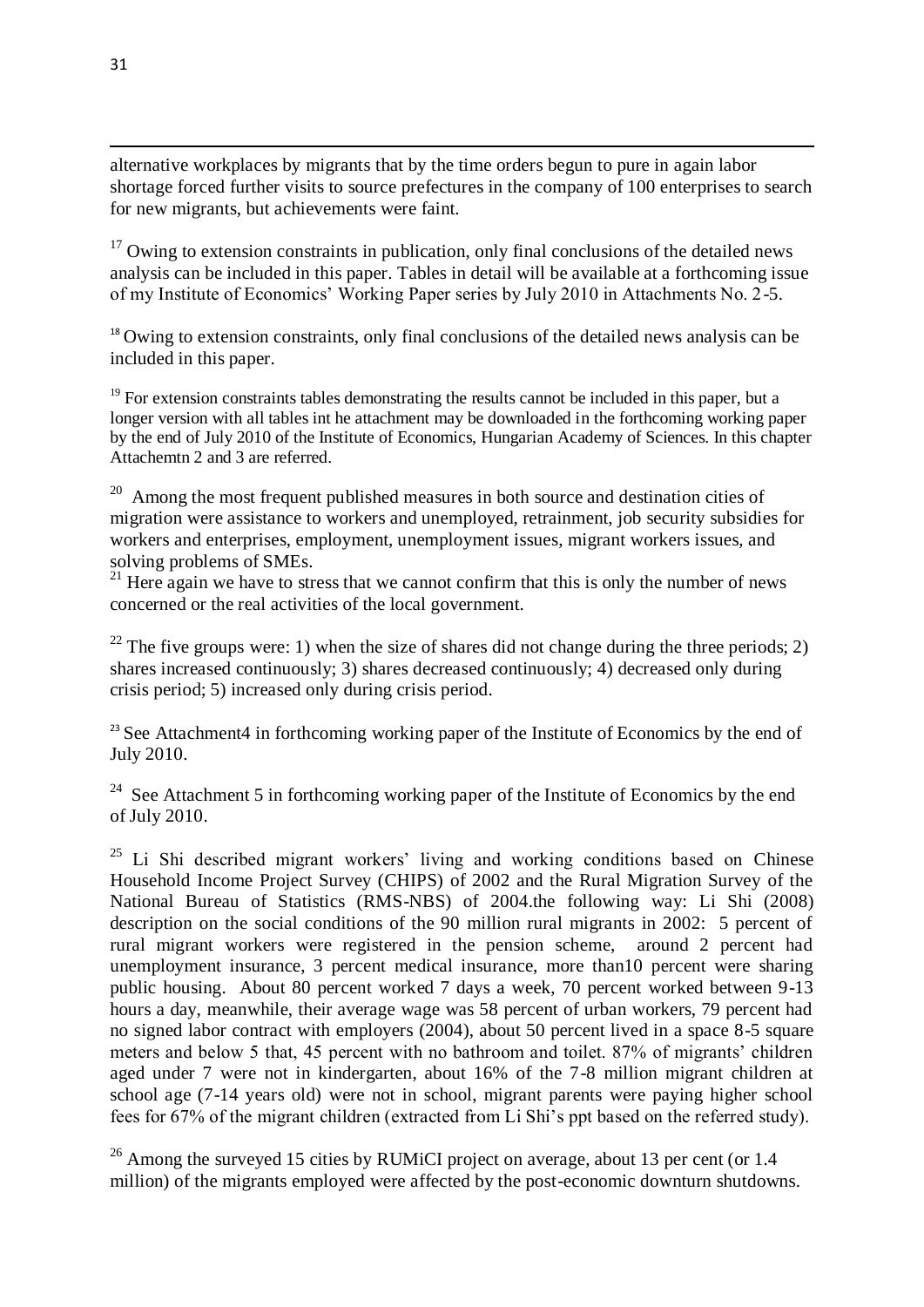alternative workplaces by migrants that by the time orders begun to pure in again labor shortage forced further visits to source prefectures in the company of 100 enterprises to search for new migrants, but achievements were faint.

[17] Owing to extension constraints in publication, only final conclusions of the detailed news analysis can be included in this paper. Tables in detail will be available at a forthcoming issue of my Institute of Economics' Working Paper series by July 2010 in Attachments No. 2-5.

[18] Owing to extension constraints, only final conclusions of the detailed news analysis can be included in this paper.

[19] For extension constraints tables demonstrating the results cannot be included in this paper, but a longer version with all tables int he attachment may be downloaded in the forthcoming working paper by the end of July 2010 of the Institute of Economics, Hungarian Academy of Sciences. In this chapter Attachemtn 2 and 3 are referred.

[20] Among the most frequent published measures in both source and destination cities of migration were assistance to workers and unemployed, retrainment, job security subsidies for workers and enterprises, employment, unemployment issues, migrant workers issues, and solving problems of SMEs.

[21] Here again we have to stress that we cannot confirm that this is only the number of news concerned or the real activities of the local government.

[22] The five groups were: 1) when the size of shares did not change during the three periods; 2) shares increased continuously; 3) shares decreased continuously; 4) decreased only during crisis period; 5) increased only during crisis period.

[23] See Attachment4 in forthcoming working paper of the Institute of Economics by the end of July 2010.

[24] See Attachment 5 in forthcoming working paper of the Institute of Economics by the end of July 2010.

[25] Li Shi described migrant workers' living and working conditions based on Chinese Household Income Project Survey (CHIPS) of 2002 and the Rural Migration Survey of the National Bureau of Statistics (RMS-NBS) of 2004.the following way: Li Shi (2008) description on the social conditions of the 90 million rural migrants in 2002: 5 percent of rural migrant workers were registered in the pension scheme, around 2 percent had unemployment insurance, 3 percent medical insurance, more than10 percent were sharing public housing. About 80 percent worked 7 days a week, 70 percent worked between 9-13 hours a day, meanwhile, their average wage was 58 percent of urban workers, 79 percent had no signed labor contract with employers (2004), about 50 percent lived in a space 8-5 square meters and below 5 that, 45 percent with no bathroom and toilet. 87% of migrants' children aged under 7 were not in kindergarten, about 16% of the 7-8 million migrant children at school age (7-14 years old) were not in school, migrant parents were paying higher school fees for 67% of the migrant children (extracted from Li Shi's ppt based on the referred study).

[26] Among the surveyed 15 cities by RUMiCI project on average, about 13 per cent (or 1.4 million) of the migrants employed were affected by the post-economic downturn shutdowns.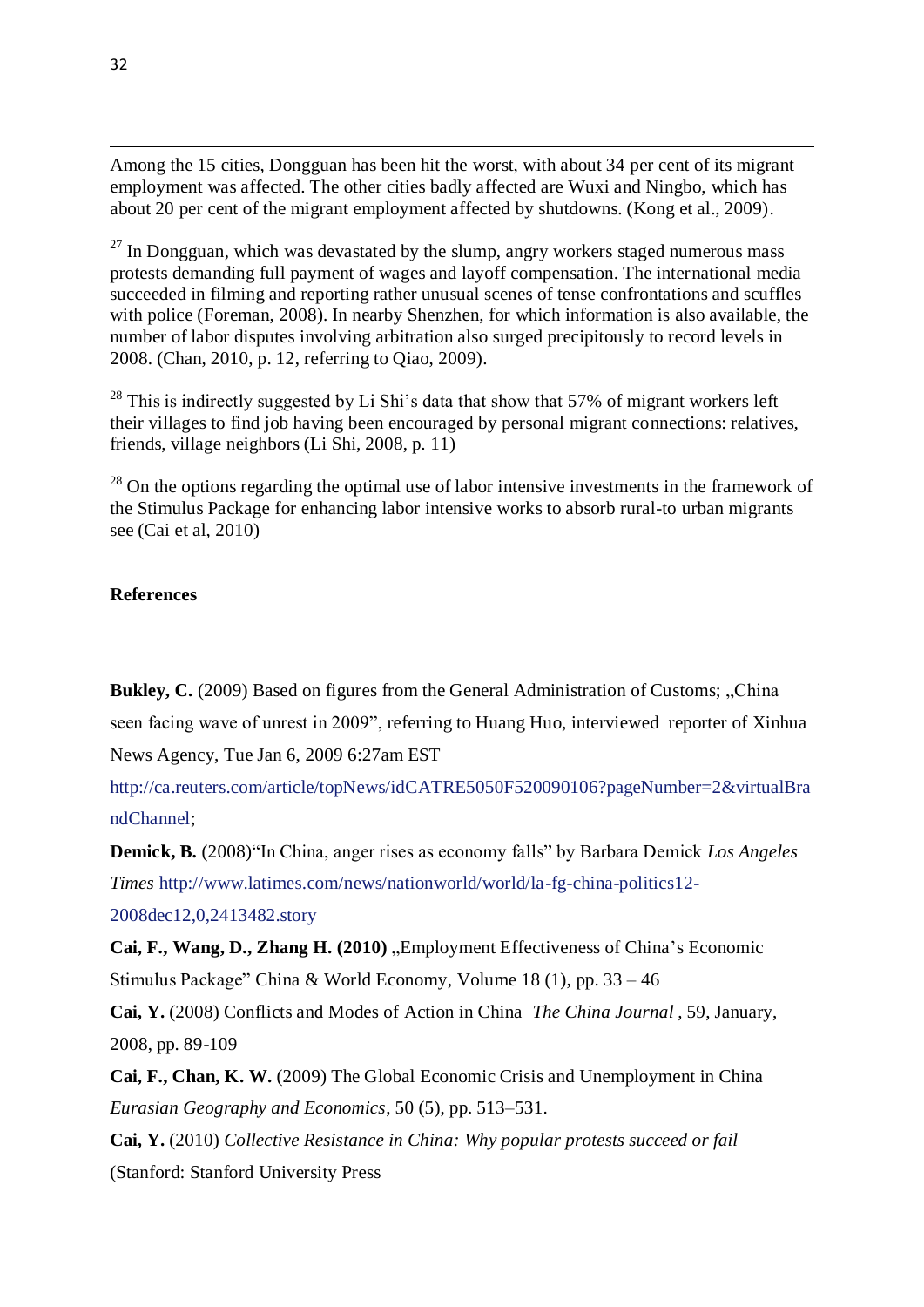Among the 15 cities, Dongguan has been hit the worst, with about 34 per cent of its migrant employment was affected. The other cities badly affected are Wuxi and Ningbo, which has about 20 per cent of the migrant employment affected by shutdowns. (Kong et al., 2009).

[27] In Dongguan, which was devastated by the slump, angry workers staged numerous mass protests demanding full payment of wages and layoff compensation. The international media succeeded in filming and reporting rather unusual scenes of tense confrontations and scuffles with police (Foreman, 2008). In nearby Shenzhen, for which information is also available, the number of labor disputes involving arbitration also surged precipitously to record levels in 2008. (Chan, 2010, p. 12, referring to Qiao, 2009).

[28] This is indirectly suggested by Li Shi's data that show that 57% of migrant workers left their villages to find job having been encouraged by personal migrant connections: relatives, friends, village neighbors (Li Shi, 2008, p. 11)

[28] On the options regarding the optimal use of labor intensive investments in the framework of the Stimulus Package for enhancing labor intensive works to absorb rural-to urban migrants see (Cai et al, 2010)

**References**

**Bukley, C.** (2009) Based on figures from the General Administration of Customs; „China seen facing wave of unrest in 2009", referring to Huang Huo, interviewed reporter of Xinhua News Agency, Tue Jan 6, 2009 6:27am EST http://ca.reuters.com/article/topNews/idCATRE5050F520090106?pageNumber=2&virtualBrandChannel;

**Demick, B.** (2008)"In China, anger rises as economy falls" by Barbara Demick *Los Angeles Times* http://www.latimes.com/news/nationworld/world/la-fg-china-politics12-2008dec12,0,2413482.story

**Cai, F., Wang, D., Zhang H. (2010)** „Employment Effectiveness of China's Economic Stimulus Package" China & World Economy, Volume 18 (1), pp. 33 – 46

**Cai, Y.** (2008) Conflicts and Modes of Action in China *The China Journal* , 59, January, 2008, pp. 89-109

**Cai, F., Chan, K. W.** (2009) The Global Economic Crisis and Unemployment in China *Eurasian Geography and Economics*, 50 (5), pp. 513–531.

**Cai, Y.** (2010) *Collective Resistance in China: Why popular protests succeed or fail* (Stanford: Stanford University Press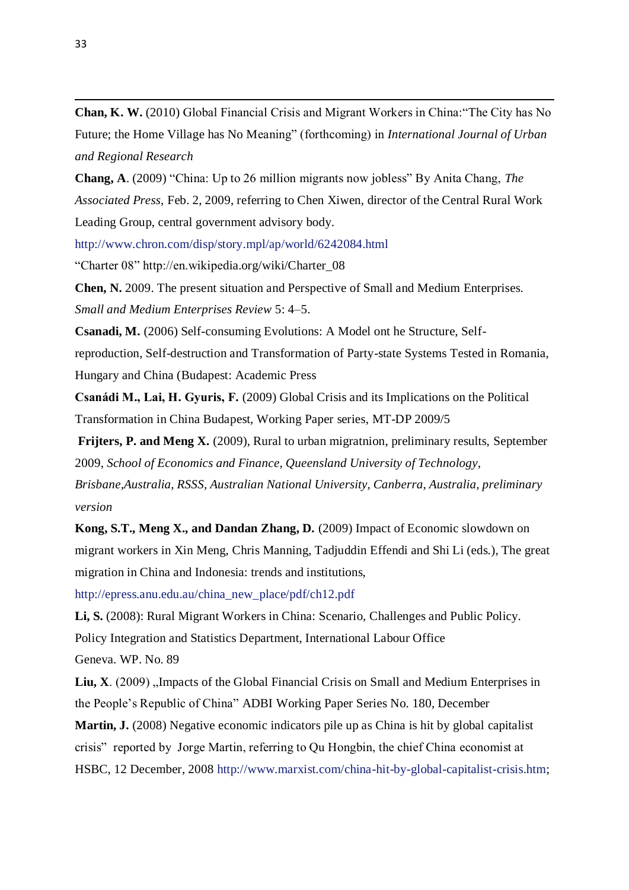**Chan, K. W.** (2010) Global Financial Crisis and Migrant Workers in China:"The City has No Future; the Home Village has No Meaning" (forthcoming) in *International Journal of Urban and Regional Research*

**Chang, A**. (2009) "China: Up to 26 million migrants now jobless" By Anita Chang, *The Associated Press*, Feb. 2, 2009, referring to Chen Xiwen, director of the Central Rural Work Leading Group, central government advisory body.

http://www.chron.com/disp/story.mpl/ap/world/6242084.html

"Charter 08" http://en.wikipedia.org/wiki/Charter_08

**Chen, N.** 2009. The present situation and Perspective of Small and Medium Enterprises. *Small and Medium Enterprises Review* 5: 4–5.

**Csanadi, M.** (2006) Self-consuming Evolutions: A Model ont he Structure, Self-reproduction, Self-destruction and Transformation of Party-state Systems Tested in Romania, Hungary and China (Budapest: Academic Press

**Csanádi M., Lai, H. Gyuris, F.** (2009) Global Crisis and its Implications on the Political Transformation in China Budapest, Working Paper series, MT-DP 2009/5

**Frijters, P. and Meng X.** (2009), Rural to urban migratnion, preliminary results, September 2009, *School of Economics and Finance, Queensland University of Technology, Brisbane,Australia, RSSS, Australian National University, Canberra, Australia, preliminary version*

**Kong, S.T., Meng X., and Dandan Zhang, D.** (2009) Impact of Economic slowdown on migrant workers in Xin Meng, Chris Manning, Tadjuddin Effendi and Shi Li (eds.), The great migration in China and Indonesia: trends and institutions,

http://epress.anu.edu.au/china_new_place/pdf/ch12.pdf

**Li, S.** (2008): Rural Migrant Workers in China: Scenario, Challenges and Public Policy. Policy Integration and Statistics Department, International Labour Office Geneva. WP. No. 89

**Liu, X**. (2009) „Impacts of the Global Financial Crisis on Small and Medium Enterprises in the People's Republic of China" ADBI Working Paper Series No. 180, December

**Martin, J.** (2008) Negative economic indicators pile up as China is hit by global capitalist crisis" reported by Jorge Martin, referring to Qu Hongbin, the chief China economist at HSBC, 12 December, 2008 http://www.marxist.com/china-hit-by-global-capitalist-crisis.htm;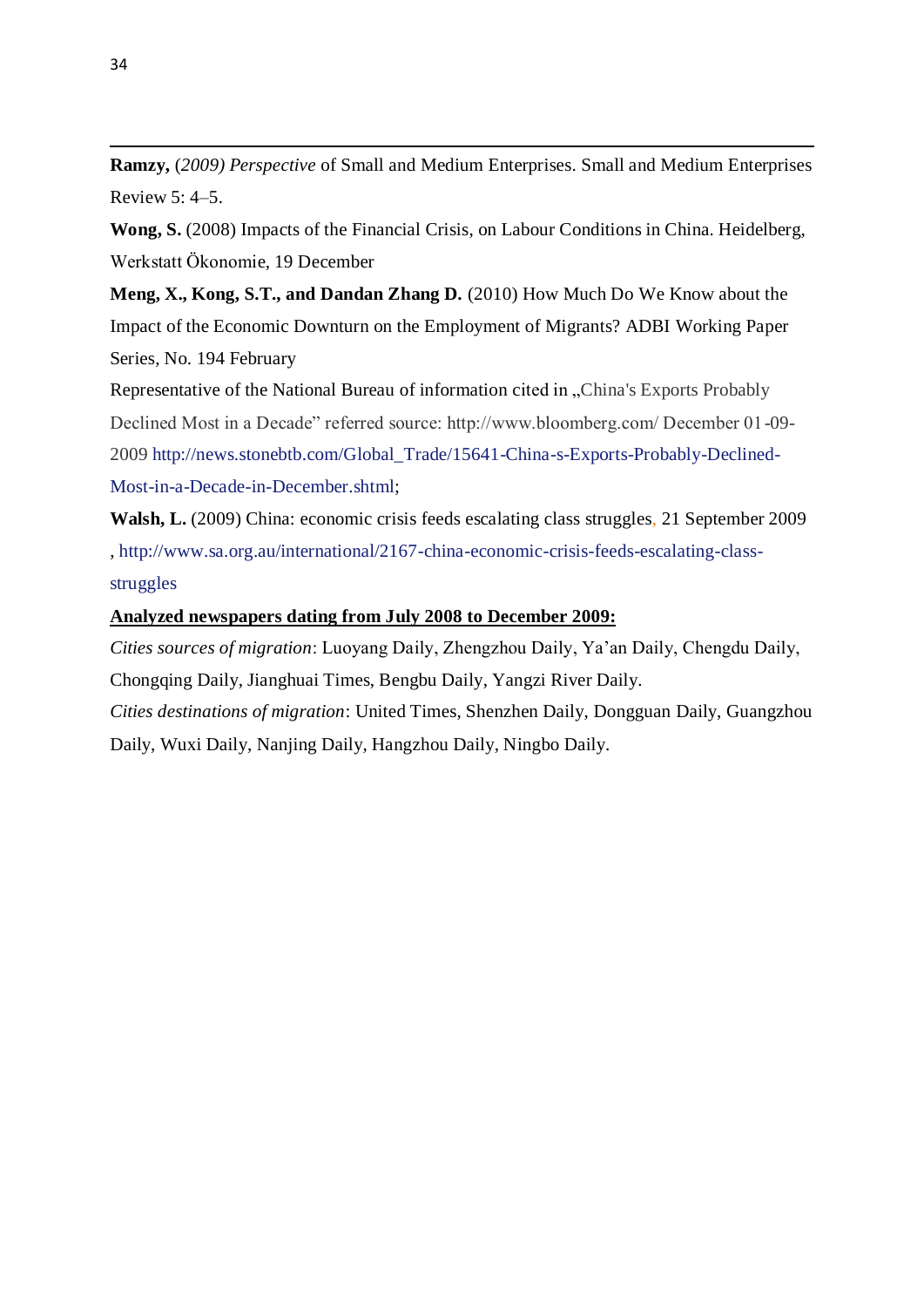**Ramzy,** (*2009) Perspective* of Small and Medium Enterprises. Small and Medium Enterprises Review 5: 4–5.

**Wong, S.** (2008) Impacts of the Financial Crisis, on Labour Conditions in China. Heidelberg, Werkstatt Ökonomie, 19 December

**Meng, X., Kong, S.T., and Dandan Zhang D.** (2010) How Much Do We Know about the Impact of the Economic Downturn on the Employment of Migrants? ADBI Working Paper Series, No. 194 February

Representative of the National Bureau of information cited in „China's Exports Probably Declined Most in a Decade" referred source: http://www.bloomberg.com/ December 01-09-2009 http://news.stonebtb.com/Global_Trade/15641-China-s-Exports-Probably-Declined-Most-in-a-Decade-in-December.shtml;

**Walsh, L.** (2009) China: economic crisis feeds escalating class struggles, 21 September 2009 , http://www.sa.org.au/international/2167-china-economic-crisis-feeds-escalating-class-struggles

**<u>Analyzed newspapers dating from July 2008 to December 2009:</u>**

*Cities sources of migration*: Luoyang Daily, Zhengzhou Daily, Ya'an Daily, Chengdu Daily, Chongqing Daily, Jianghuai Times, Bengbu Daily, Yangzi River Daily.

*Cities destinations of migration*: United Times, Shenzhen Daily, Dongguan Daily, Guangzhou Daily, Wuxi Daily, Nanjing Daily, Hangzhou Daily, Ningbo Daily.